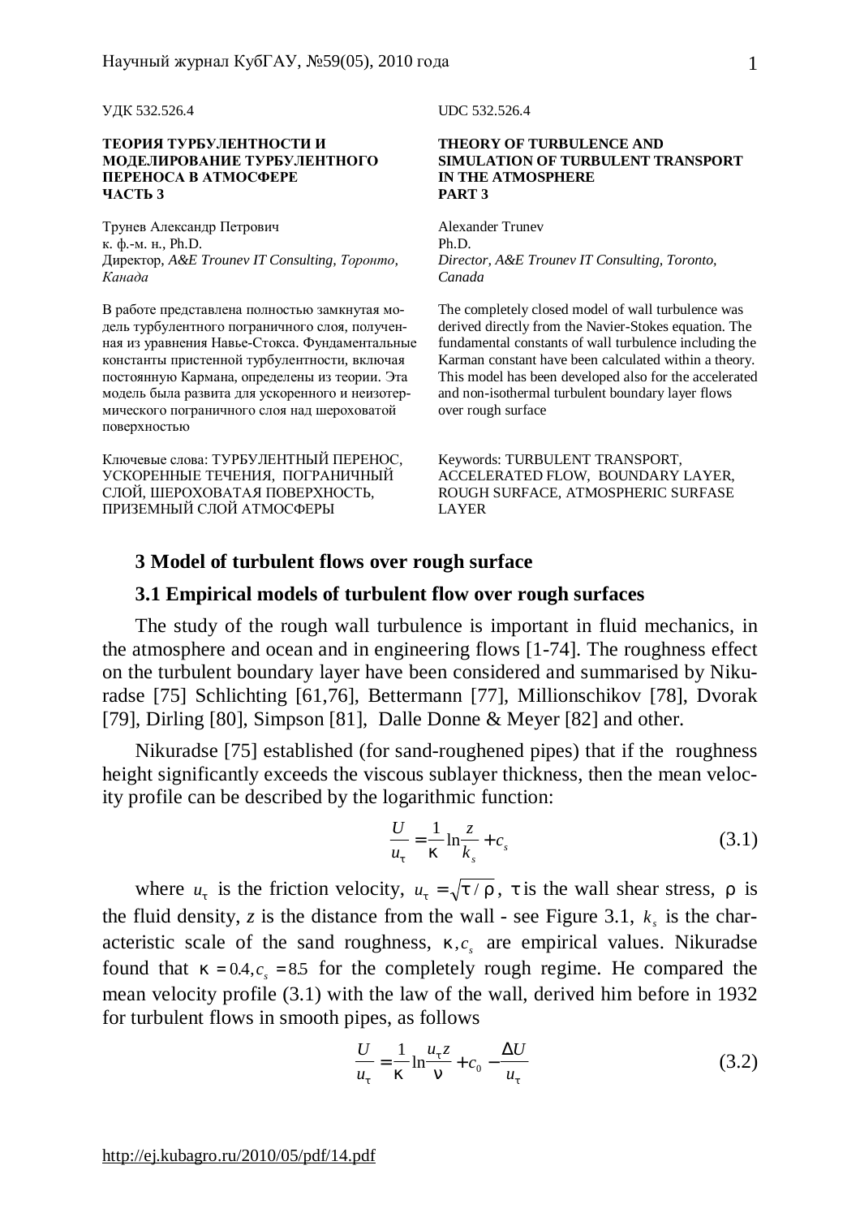УДК 532.526.4

UDC 532.526.4

**ТЕОРИЯ ТУРБУЛЕНТНОСТИ И МОДЕЛИРОВАНИЕ ТУРБУЛЕНТНОГО ПЕРЕНОСА В АТМОСФЕРЕ ЧАСТЬ 3**

**THEORY OF TURBULENCE AND SIMULATION OF TURBULENT TRANSPORT IN THE ATMOSPHERE PART 3**

Трунев Александр Петрович
к. ф.-м. н., Ph.D.
Директор, *A&E Trounev IT Consulting, Торонто, Канада*

Alexander Trunev
Ph.D.
*Director, A&E Trounev IT Consulting, Toronto, Canada*

В работе представлена полностью замкнутая модель турбулентного пограничного слоя, полученная из уравнения Навье-Стокса. Фундаментальные константы пристенной турбулентности, включая постоянную Кармана, определены из теории. Эта модель была развита для ускоренного и неизотермического пограничного слоя над шероховатой поверхностью

The completely closed model of wall turbulence was derived directly from the Navier-Stokes equation. The fundamental constants of wall turbulence including the Karman constant have been calculated within a theory. This model has been developed also for the accelerated and non-isothermal turbulent boundary layer flows over rough surface

Ключевые слова: ТУРБУЛЕНТНЫЙ ПЕРЕНОС, УСКОРЕННЫЕ ТЕЧЕНИЯ, ПОГРАНИЧНЫЙ СЛОЙ, ШЕРОХОВАТАЯ ПОВЕРХНОСТЬ, ПРИЗЕМНЫЙ СЛОЙ АТМОСФЕРЫ

Keywords: TURBULENT TRANSPORT, ACCELERATED FLOW, BOUNDARY LAYER, ROUGH SURFACE, ATMOSPHERIC SURFASE LAYER

## 3 Model of turbulent flows over rough surface

### 3.1 Empirical models of turbulent flow over rough surfaces

The study of the rough wall turbulence is important in fluid mechanics, in the atmosphere and ocean and in engineering flows [1-74]. The roughness effect on the turbulent boundary layer have been considered and summarised by Nikuradse [75] Schlichting [61,76], Bettermann [77], Millionschikov [78], Dvorak [79], Dirling [80], Simpson [81], Dalle Donne & Meyer [82] and other.

Nikuradse [75] established (for sand-roughened pipes) that if the roughness height significantly exceeds the viscous sublayer thickness, then the mean velocity profile can be described by the logarithmic function:

$$\frac{U}{u_\tau} = \frac{1}{\kappa}\ln\frac{z}{k_s} + c_s \tag{3.1}$$

where $u_\tau$ is the friction velocity, $u_\tau = \sqrt{\tau/\rho}$, $\tau$ is the wall shear stress, $\rho$ is the fluid density, $z$ is the distance from the wall - see Figure 3.1, $k_s$ is the characteristic scale of the sand roughness, $\kappa, c_s$ are empirical values. Nikuradse found that $\kappa = 0.4, c_s = 8.5$ for the completely rough regime. He compared the mean velocity profile (3.1) with the law of the wall, derived him before in 1932 for turbulent flows in smooth pipes, as follows

$$\frac{U}{u_\tau} = \frac{1}{\kappa}\ln\frac{u_\tau z}{\nu} + c_0 - \frac{\Delta U}{u_\tau} \tag{3.2}$$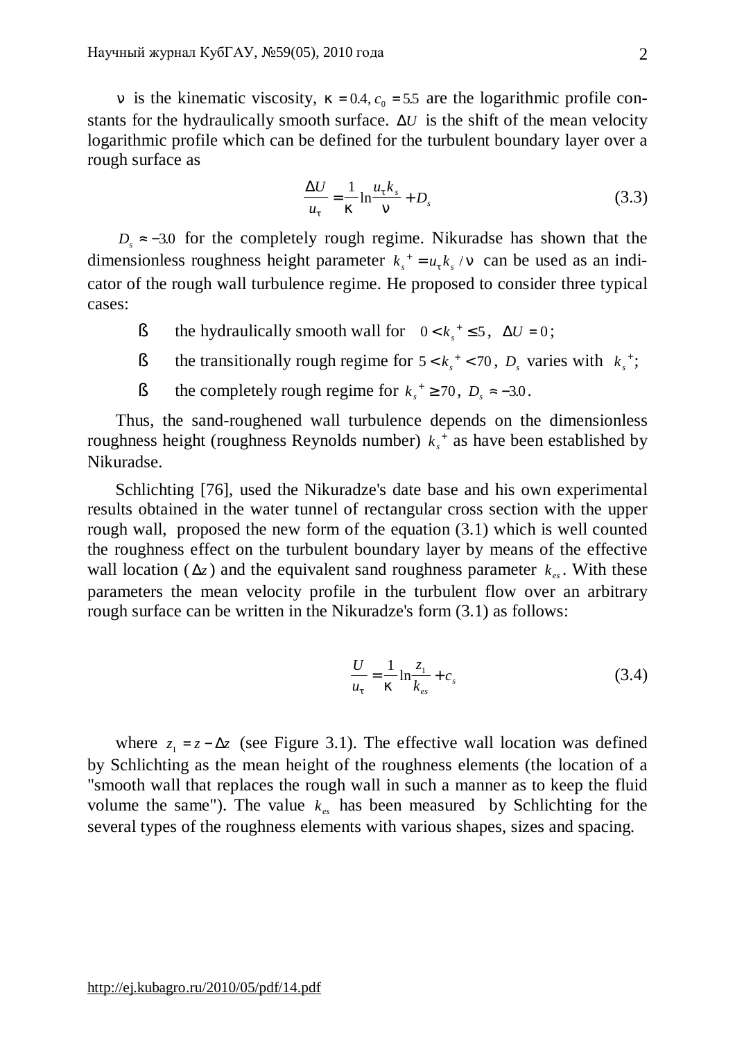$\nu$ is the kinematic viscosity, $\kappa = 0.4$, $c_0 = 5.5$ are the logarithmic profile constants for the hydraulically smooth surface. $\Delta U$ is the shift of the mean velocity logarithmic profile which can be defined for the turbulent boundary layer over a rough surface as

$$\frac{\Delta U}{u_\tau} = \frac{1}{\kappa}\ln\frac{u_\tau k_s}{\nu} + D_s \tag{3.3}$$

$D_s \approx -3.0$ for the completely rough regime. Nikuradse has shown that the dimensionless roughness height parameter $k_s^+ = u_\tau k_s / \nu$ can be used as an indicator of the rough wall turbulence regime. He proposed to consider three typical cases:

- the hydraulically smooth wall for $0 < k_s^+ \leq 5$, $\Delta U = 0$;
- the transitionally rough regime for $5 < k_s^+ < 70$, $D_s$ varies with $k_s^+$;
- the completely rough regime for $k_s^+ \geq 70$, $D_s \approx -3.0$.

Thus, the sand-roughened wall turbulence depends on the dimensionless roughness height (roughness Reynolds number) $k_s^+$ as have been established by Nikuradse.

Schlichting [76], used the Nikuradze's date base and his own experimental results obtained in the water tunnel of rectangular cross section with the upper rough wall, proposed the new form of the equation (3.1) which is well counted the roughness effect on the turbulent boundary layer by means of the effective wall location ($\Delta z$) and the equivalent sand roughness parameter $k_{es}$. With these parameters the mean velocity profile in the turbulent flow over an arbitrary rough surface can be written in the Nikuradze's form (3.1) as follows:

$$\frac{U}{u_\tau} = \frac{1}{\kappa}\ln\frac{z_1}{k_{es}} + c_s \tag{3.4}$$

where $z_1 = z - \Delta z$ (see Figure 3.1). The effective wall location was defined by Schlichting as the mean height of the roughness elements (the location of a "smooth wall that replaces the rough wall in such a manner as to keep the fluid volume the same"). The value $k_{es}$ has been measured by Schlichting for the several types of the roughness elements with various shapes, sizes and spacing.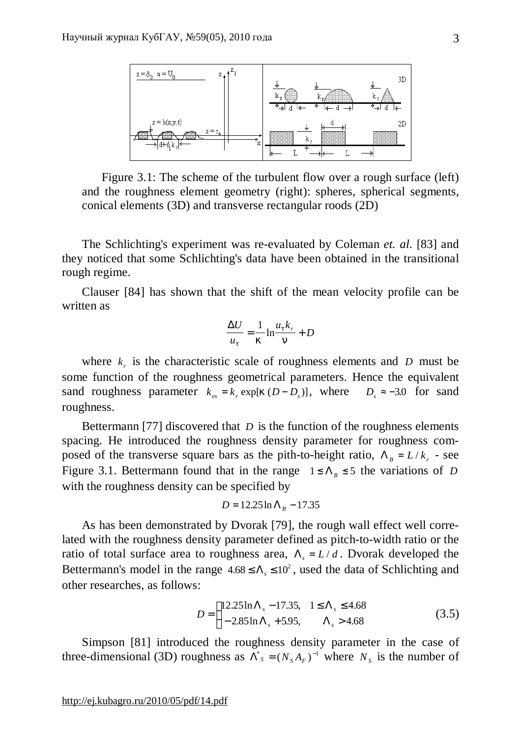Figure 3.1: The scheme of the turbulent flow over a rough surface (left) and the roughness element geometry (right): spheres, spherical segments, conical elements (3D) and transverse rectangular roods (2D)

The Schlichting's experiment was re-evaluated by Coleman *et. al.* [83] and they noticed that some Schlichting's data have been obtained in the transitional rough regime.

Clauser [84] has shown that the shift of the mean velocity profile can be written as

$$\frac{\Delta U}{u_\tau} = \frac{1}{\kappa}\ln\frac{u_\tau k_r}{\nu} + D$$

where $k_r$ is the characteristic scale of roughness elements and $D$ must be some function of the roughness geometrical parameters. Hence the equivalent sand roughness parameter $k_{es} = k_r \exp[\kappa\,(D - D_s)]$, where $D_s \approx -3.0$ for sand roughness.

Bettermann [77] discovered that $D$ is the function of the roughness elements spacing. He introduced the roughness density parameter for roughness composed of the transverse square bars as the pith-to-height ratio, $\Lambda_B = L / k_r$ - see Figure 3.1. Bettermann found that in the range $1 \le \Lambda_B \le 5$ the variations of $D$ with the roughness density can be specified by

$$D = 12.25 \ln \Lambda_B - 17.35$$

As has been demonstrated by Dvorak [79], the rough wall effect well correlated with the roughness density parameter defined as pitch-to-width ratio or the ratio of total surface area to roughness area, $\Lambda_s = L / d$. Dvorak developed the Bettermann's model in the range $4.68 \le \Lambda_s \le 10^2$, used the data of Schlichting and other researches, as follows:

$$D = \begin{cases} 12.25 \ln \Lambda_s - 17.35, & 1 \le \Lambda_s \le 4.68 \\ -2.85 \ln \Lambda_s + 5.95, & \Lambda_s > 4.68 \end{cases} \tag{3.5}$$

Simpson [81] introduced the roughness density parameter in the case of three-dimensional (3D) roughness as $\Lambda^*_S = (N_S A_F)^{-1}$ where $N_S$ is the number of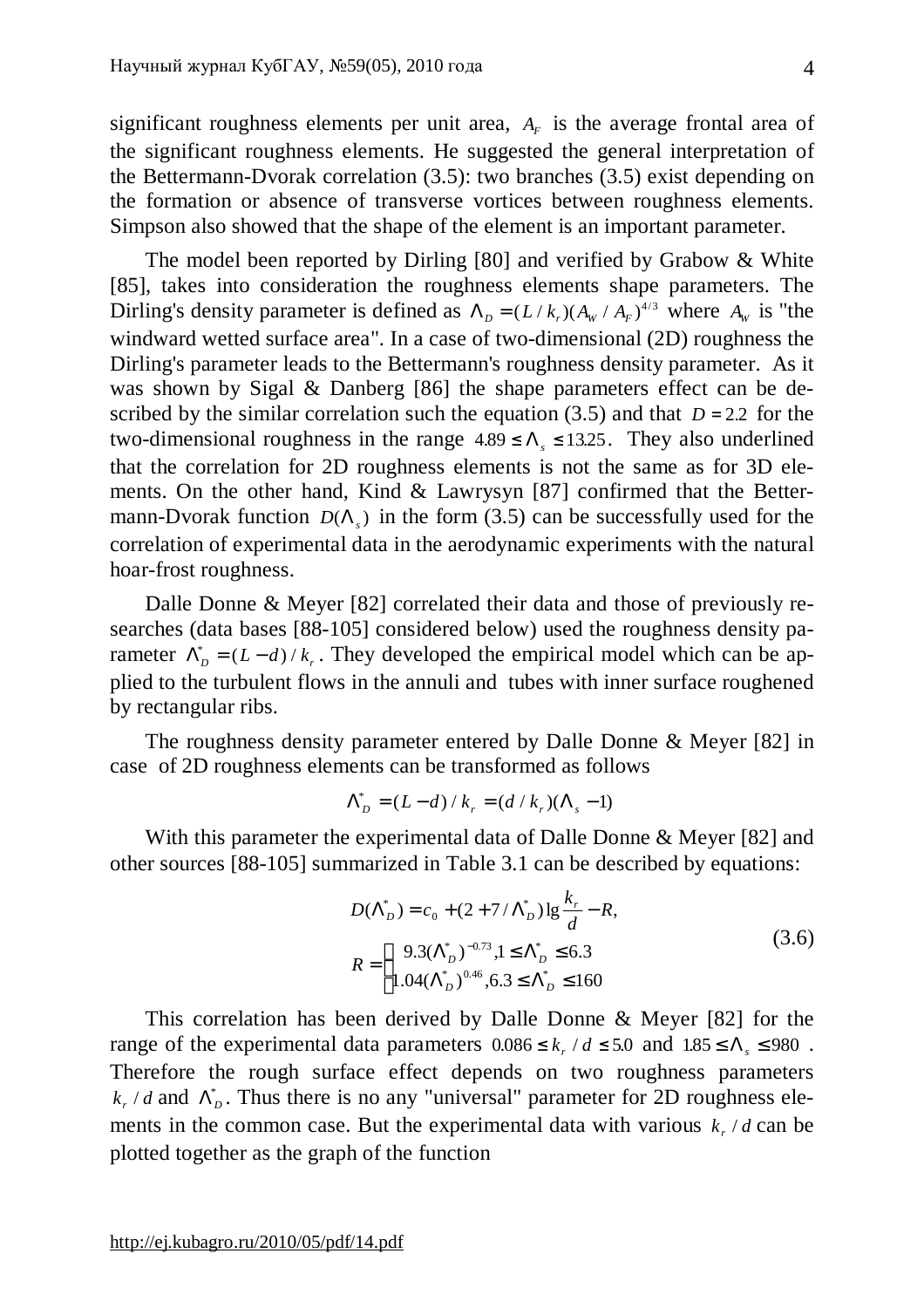significant roughness elements per unit area, $A_F$ is the average frontal area of the significant roughness elements. He suggested the general interpretation of the Bettermann-Dvorak correlation (3.5): two branches (3.5) exist depending on the formation or absence of transverse vortices between roughness elements. Simpson also showed that the shape of the element is an important parameter.

The model been reported by Dirling [80] and verified by Grabow & White [85], takes into consideration the roughness elements shape parameters. The Dirling's density parameter is defined as $\Lambda_D = (L/k_r)(A_W/A_F)^{4/3}$ where $A_W$ is "the windward wetted surface area". In a case of two-dimensional (2D) roughness the Dirling's parameter leads to the Bettermann's roughness density parameter. As it was shown by Sigal & Danberg [86] the shape parameters effect can be described by the similar correlation such the equation (3.5) and that $D = 2.2$ for the two-dimensional roughness in the range $4.89 \le \Lambda_s \le 13.25$. They also underlined that the correlation for 2D roughness elements is not the same as for 3D elements. On the other hand, Kind & Lawrysyn [87] confirmed that the Bettermann-Dvorak function $D(\Lambda_s)$ in the form (3.5) can be successfully used for the correlation of experimental data in the aerodynamic experiments with the natural hoar-frost roughness.

Dalle Donne & Meyer [82] correlated their data and those of previously researches (data bases [88-105] considered below) used the roughness density parameter $\Lambda_D^* = (L-d)/k_r$. They developed the empirical model which can be applied to the turbulent flows in the annuli and tubes with inner surface roughened by rectangular ribs.

The roughness density parameter entered by Dalle Donne & Meyer [82] in case of 2D roughness elements can be transformed as follows

$$\Lambda_D^* = (L-d)/k_r = (d/k_r)(\Lambda_s - 1)$$

With this parameter the experimental data of Dalle Donne & Meyer [82] and other sources [88-105] summarized in Table 3.1 can be described by equations:

$$D(\Lambda_D^*) = c_0 + (2 + 7/\Lambda_D^*)\lg\frac{k_r}{d} - R,$$
$$R = \begin{cases} 9.3(\Lambda_D^*)^{-0.73}, 1 \le \Lambda_D^* \le 6.3 \\ 1.04(\Lambda_D^*)^{0.46}, 6.3 \le \Lambda_D^* \le 160 \end{cases} \tag{3.6}$$

This correlation has been derived by Dalle Donne & Meyer [82] for the range of the experimental data parameters $0.086 \le k_r/d \le 5.0$ and $1.85 \le \Lambda_s \le 980$. Therefore the rough surface effect depends on two roughness parameters $k_r/d$ and $\Lambda_D^*$. Thus there is no any "universal" parameter for 2D roughness elements in the common case. But the experimental data with various $k_r/d$ can be plotted together as the graph of the function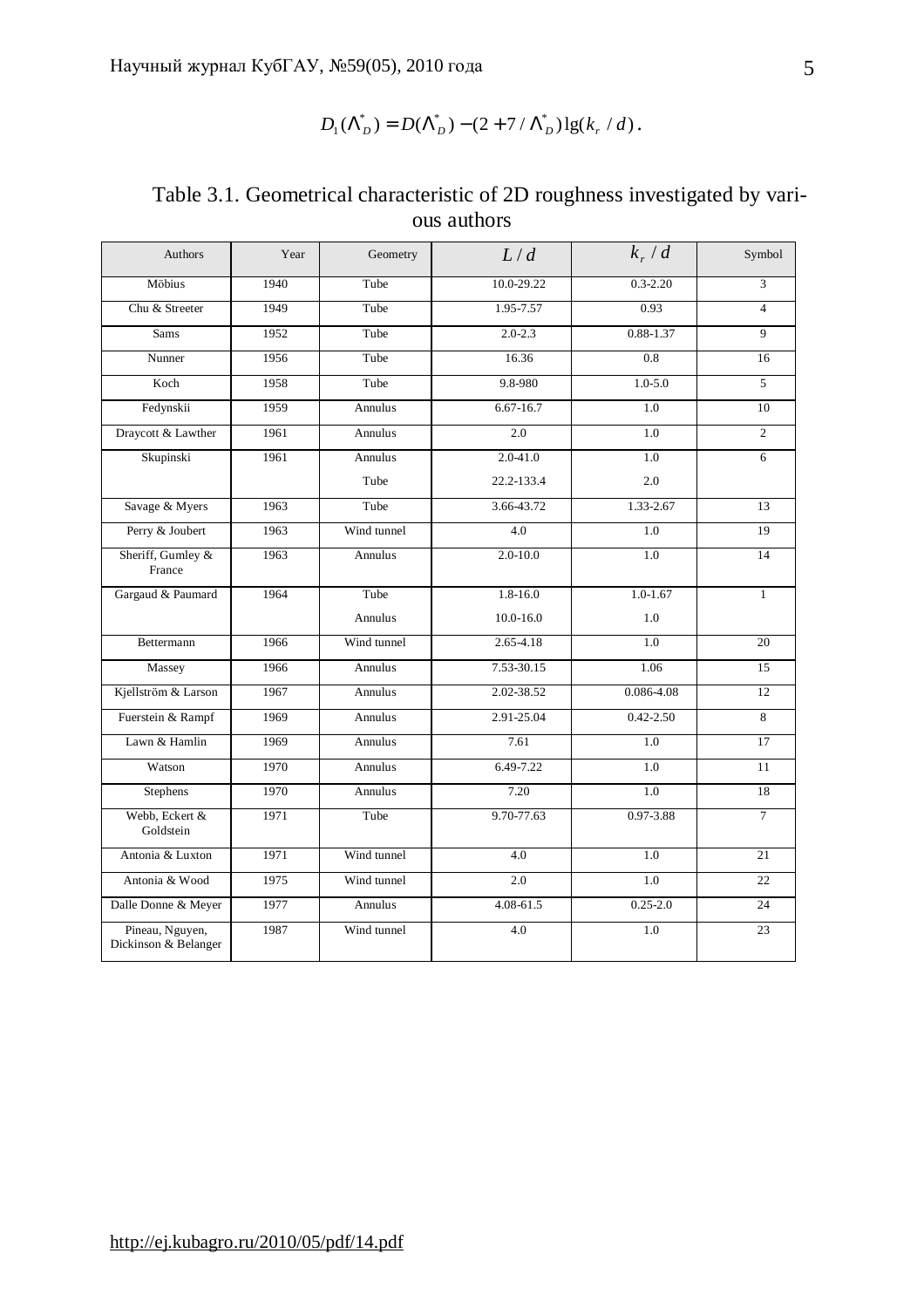$$D_1(\Lambda_D^*) = D(\Lambda_D^*) - (2 + 7/\Lambda_D^*)\lg(k_r/d).$$

Table 3.1. Geometrical characteristic of 2D roughness investigated by various authors

| Authors | Year | Geometry | $L/d$ | $k_r/d$ | Symbol |
|---|---|---|---|---|---|
| Möbius | 1940 | Tube | 10.0-29.22 | 0.3-2.20 | 3 |
| Chu & Streeter | 1949 | Tube | 1.95-7.57 | 0.93 | 4 |
| Sams | 1952 | Tube | 2.0-2.3 | 0.88-1.37 | 9 |
| Nunner | 1956 | Tube | 16.36 | 0.8 | 16 |
| Koch | 1958 | Tube | 9.8-980 | 1.0-5.0 | 5 |
| Fedynskii | 1959 | Annulus | 6.67-16.7 | 1.0 | 10 |
| Draycott & Lawther | 1961 | Annulus | 2.0 | 1.0 | 2 |
| Skupinski | 1961 | Annulus | 2.0-41.0 | 1.0 | 6 |
| | | Tube | 22.2-133.4 | 2.0 | |
| Savage & Myers | 1963 | Tube | 3.66-43.72 | 1.33-2.67 | 13 |
| Perry & Joubert | 1963 | Wind tunnel | 4.0 | 1.0 | 19 |
| Sheriff, Gumley & France | 1963 | Annulus | 2.0-10.0 | 1.0 | 14 |
| Gargaud & Paumard | 1964 | Tube | 1.8-16.0 | 1.0-1.67 | 1 |
| | | Annulus | 10.0-16.0 | 1.0 | |
| Bettermann | 1966 | Wind tunnel | 2.65-4.18 | 1.0 | 20 |
| Massey | 1966 | Annulus | 7.53-30.15 | 1.06 | 15 |
| Kjellström & Larson | 1967 | Annulus | 2.02-38.52 | 0.086-4.08 | 12 |
| Fuerstein & Rampf | 1969 | Annulus | 2.91-25.04 | 0.42-2.50 | 8 |
| Lawn & Hamlin | 1969 | Annulus | 7.61 | 1.0 | 17 |
| Watson | 1970 | Annulus | 6.49-7.22 | 1.0 | 11 |
| Stephens | 1970 | Annulus | 7.20 | 1.0 | 18 |
| Webb, Eckert & Goldstein | 1971 | Tube | 9.70-77.63 | 0.97-3.88 | 7 |
| Antonia & Luxton | 1971 | Wind tunnel | 4.0 | 1.0 | 21 |
| Antonia & Wood | 1975 | Wind tunnel | 2.0 | 1.0 | 22 |
| Dalle Donne & Meyer | 1977 | Annulus | 4.08-61.5 | 0.25-2.0 | 24 |
| Pineau, Nguyen, Dickinson & Belanger | 1987 | Wind tunnel | 4.0 | 1.0 | 23 |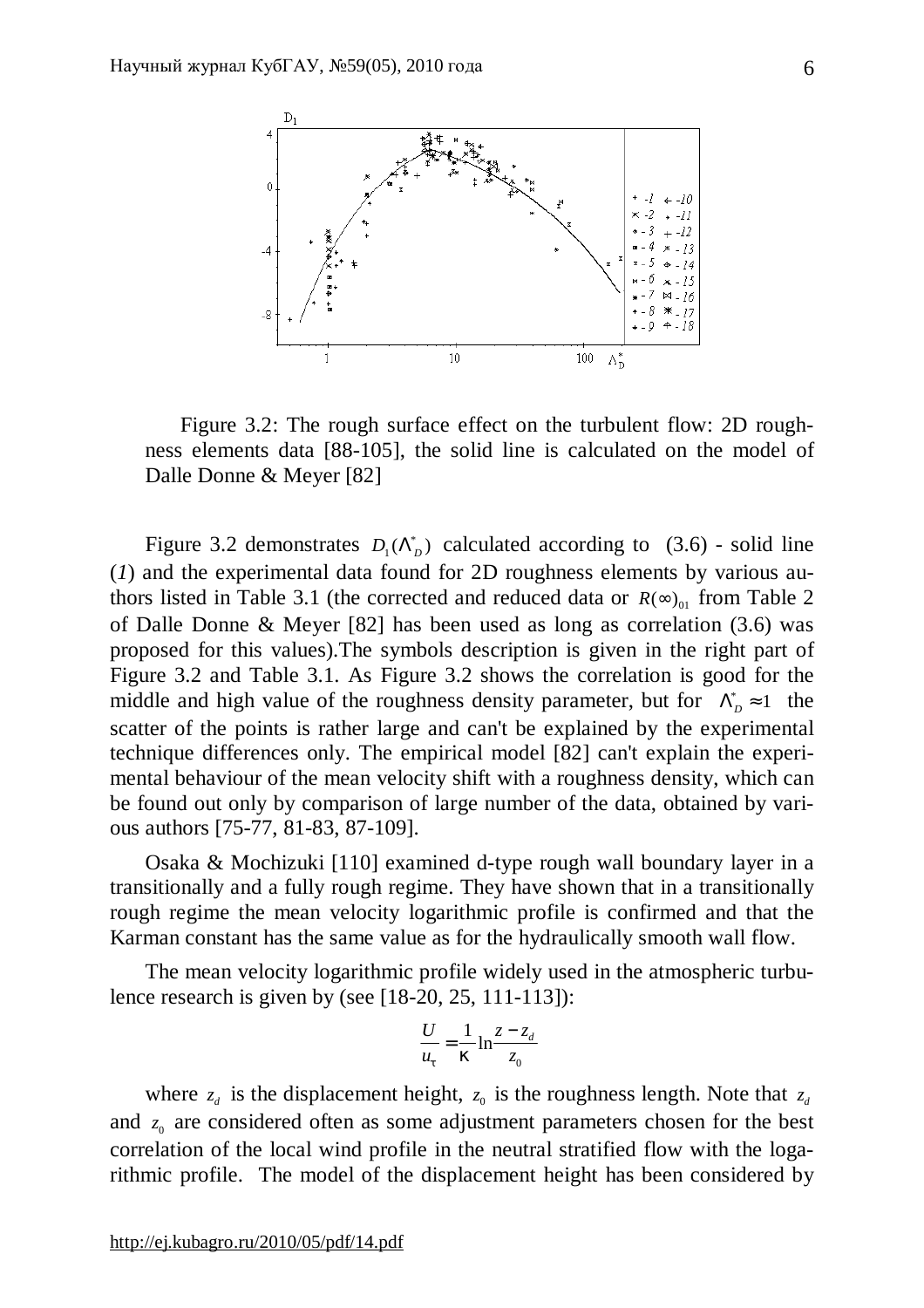Figure 3.2: The rough surface effect on the turbulent flow: 2D roughness elements data [88-105], the solid line is calculated on the model of Dalle Donne & Meyer [82]

Figure 3.2 demonstrates $D_1(\Lambda_D^*)$ calculated according to (3.6) - solid line (*1*) and the experimental data found for 2D roughness elements by various authors listed in Table 3.1 (the corrected and reduced data or $R(\infty)_{01}$ from Table 2 of Dalle Donne & Meyer [82] has been used as long as correlation (3.6) was proposed for this values).The symbols description is given in the right part of Figure 3.2 and Table 3.1. As Figure 3.2 shows the correlation is good for the middle and high value of the roughness density parameter, but for $\Lambda_D^* \approx 1$ the scatter of the points is rather large and can't be explained by the experimental technique differences only. The empirical model [82] can't explain the experimental behaviour of the mean velocity shift with a roughness density, which can be found out only by comparison of large number of the data, obtained by various authors [75-77, 81-83, 87-109].

Osaka & Mochizuki [110] examined d-type rough wall boundary layer in a transitionally and a fully rough regime. They have shown that in a transitionally rough regime the mean velocity logarithmic profile is confirmed and that the Karman constant has the same value as for the hydraulically smooth wall flow.

The mean velocity logarithmic profile widely used in the atmospheric turbulence research is given by (see [18-20, 25, 111-113]):

$$\frac{U}{u_\tau} = \frac{1}{\kappa} \ln \frac{z - z_d}{z_0}$$

where $z_d$ is the displacement height, $z_0$ is the roughness length. Note that $z_d$ and $z_0$ are considered often as some adjustment parameters chosen for the best correlation of the local wind profile in the neutral stratified flow with the logarithmic profile. The model of the displacement height has been considered by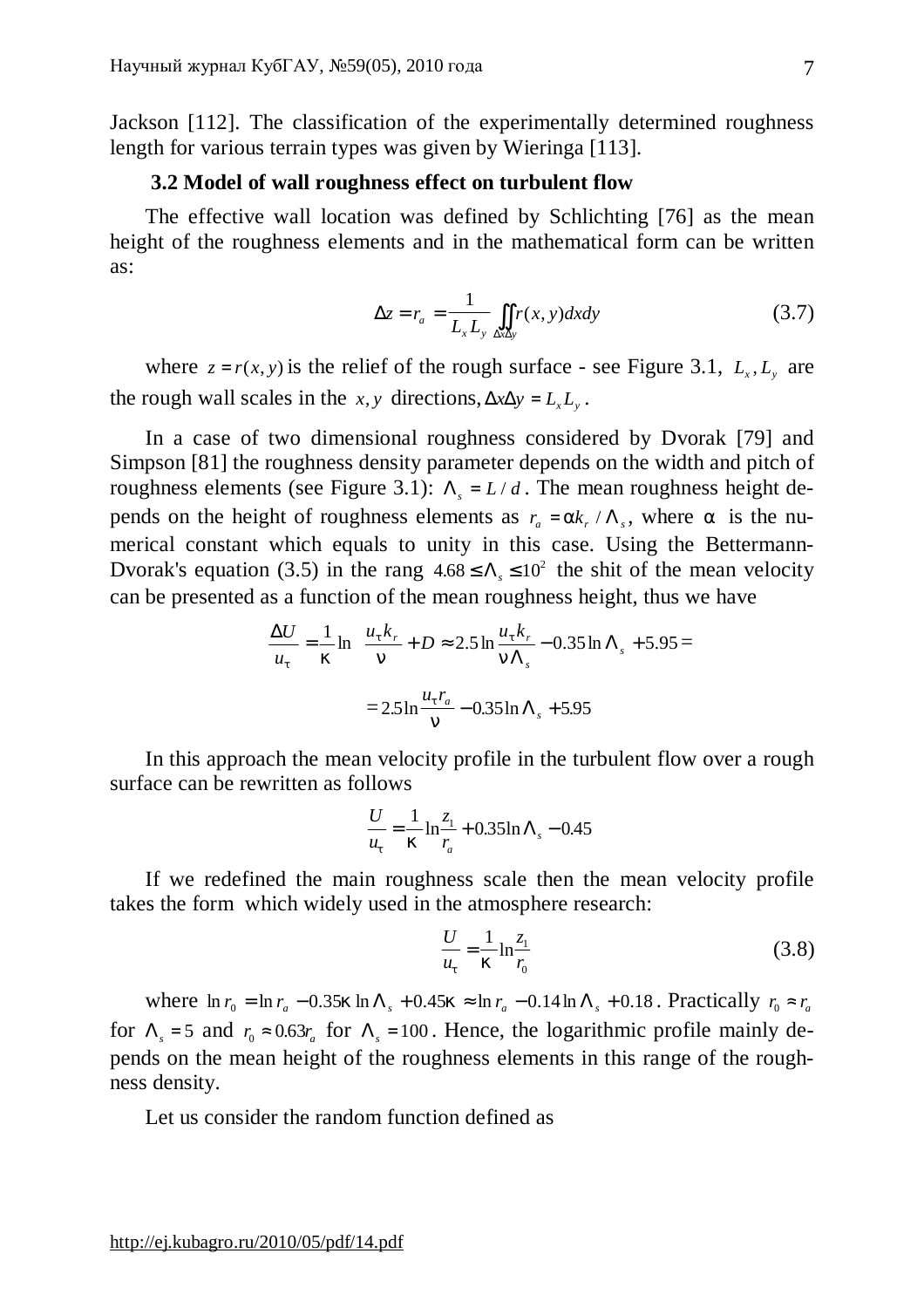Jackson [112]. The classification of the experimentally determined roughness length for various terrain types was given by Wieringa [113].

### 3.2 Model of wall roughness effect on turbulent flow

The effective wall location was defined by Schlichting [76] as the mean height of the roughness elements and in the mathematical form can be written as:

$$\Delta z = r_a = \frac{1}{L_x L_y} \iint_{\Delta x \Delta y} r(x,y)\,dxdy \tag{3.7}$$

where $z = r(x,y)$ is the relief of the rough surface - see Figure 3.1, $L_x, L_y$ are the rough wall scales in the $x, y$ directions, $\Delta x \Delta y = L_x L_y$.

In a case of two dimensional roughness considered by Dvorak [79] and Simpson [81] the roughness density parameter depends on the width and pitch of roughness elements (see Figure 3.1): $\Lambda_s = L/d$. The mean roughness height depends on the height of roughness elements as $r_a = \alpha k_r / \Lambda_s$, where $\alpha$ is the numerical constant which equals to unity in this case. Using the Bettermann-Dvorak's equation (3.5) in the rang $4.68 \le \Lambda_s \le 10^2$ the shit of the mean velocity can be presented as a function of the mean roughness height, thus we have

$$\frac{\Delta U}{u_\tau} = \frac{1}{\kappa}\ln\frac{u_\tau k_r}{\nu} + D \approx 2.5\ln\frac{u_\tau k_r}{\nu \Lambda_s} - 0.35\ln\Lambda_s + 5.95 =$$

$$= 2.5\ln\frac{u_\tau r_a}{\nu} - 0.35\ln\Lambda_s + 5.95$$

In this approach the mean velocity profile in the turbulent flow over a rough surface can be rewritten as follows

$$\frac{U}{u_\tau} = \frac{1}{\kappa}\ln\frac{z_1}{r_a} + 0.35\ln\Lambda_s - 0.45$$

If we redefined the main roughness scale then the mean velocity profile takes the form which widely used in the atmosphere research:

$$\frac{U}{u_\tau} = \frac{1}{\kappa}\ln\frac{z_1}{r_0} \tag{3.8}$$

where $\ln r_0 = \ln r_a - 0.35\kappa\ln\Lambda_s + 0.45\kappa \approx \ln r_a - 0.14\ln\Lambda_s + 0.18$. Practically $r_0 \approx r_a$ for $\Lambda_s = 5$ and $r_0 \approx 0.63 r_a$ for $\Lambda_s = 100$. Hence, the logarithmic profile mainly depends on the mean height of the roughness elements in this range of the roughness density.

Let us consider the random function defined as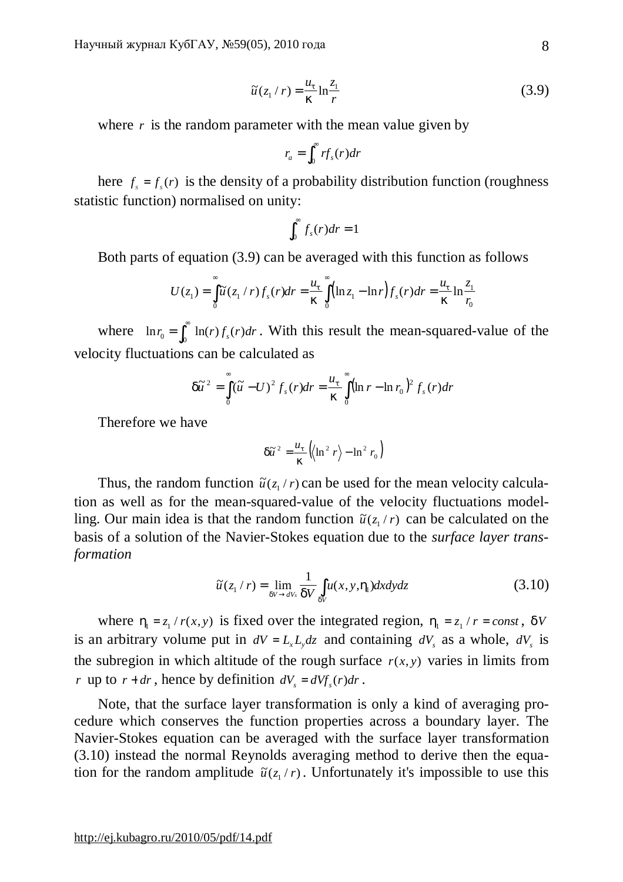$$\tilde{u}(z_1/r) = \frac{u_\tau}{\kappa}\ln\frac{z_1}{r} \tag{3.9}$$

where $r$ is the random parameter with the mean value given by

$$r_a = \int_0^\infty r f_s(r) dr$$

here $f_s = f_s(r)$ is the density of a probability distribution function (roughness statistic function) normalised on unity:

$$\int_0^\infty f_s(r) dr = 1$$

Both parts of equation (3.9) can be averaged with this function as follows

$$U(z_1) = \int_0^\infty \tilde{u}(z_1/r) f_s(r) dr = \frac{u_\tau}{\kappa}\int_0^\infty (\ln z_1 - \ln r) f_s(r) dr = \frac{u_\tau}{\kappa}\ln\frac{z_1}{r_0}$$

where $\ln r_0 = \int_0^\infty \ln(r) f_s(r) dr$. With this result the mean-squared-value of the velocity fluctuations can be calculated as

$$\delta\tilde{u}^2 = \int_0^\infty (\tilde{u} - U)^2 f_s(r) dr = \frac{u_\tau}{\kappa}\int_0^\infty (\ln r - \ln r_0)^2 f_s(r) dr$$

Therefore we have

$$\delta\tilde{u}^2 = \frac{u_\tau}{\kappa}\left(\left\langle \ln^2 r\right\rangle - \ln^2 r_0\right)$$

Thus, the random function $\tilde{u}(z_1/r)$ can be used for the mean velocity calculation as well as for the mean-squared-value of the velocity fluctuations modelling. Our main idea is that the random function $\tilde{u}(z_1/r)$ can be calculated on the basis of a solution of the Navier-Stokes equation due to the *surface layer transformation*

$$\tilde{u}(z_1/r) = \lim_{\delta V \to dV_s} \frac{1}{\delta V}\int_{\delta V} u(x, y, \eta_1) dxdydz \tag{3.10}$$

where $\eta_1 = z_1/r(x, y)$ is fixed over the integrated region, $\eta_1 = z_1/r = const$, $\delta V$ is an arbitrary volume put in $dV = L_x L_y dz$ and containing $dV_s$ as a whole, $dV_s$ is the subregion in which altitude of the rough surface $r(x, y)$ varies in limits from $r$ up to $r + dr$, hence by definition $dV_s = dV f_s(r) dr$.

Note, that the surface layer transformation is only a kind of averaging procedure which conserves the function properties across a boundary layer. The Navier-Stokes equation can be averaged with the surface layer transformation (3.10) instead the normal Reynolds averaging method to derive then the equation for the random amplitude $\tilde{u}(z_1/r)$. Unfortunately it's impossible to use this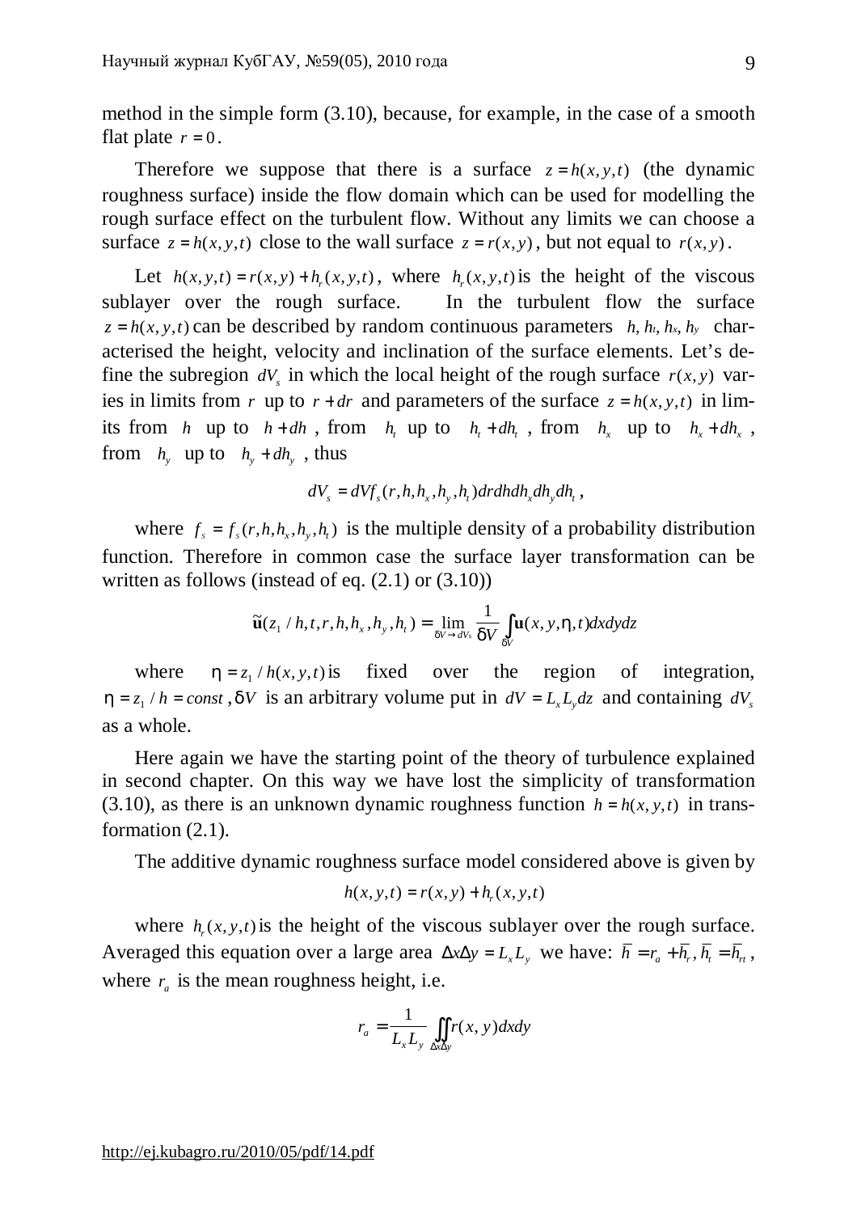method in the simple form (3.10), because, for example, in the case of a smooth flat plate $r = 0$.

Therefore we suppose that there is a surface $z = h(x, y, t)$ (the dynamic roughness surface) inside the flow domain which can be used for modelling the rough surface effect on the turbulent flow. Without any limits we can choose a surface $z = h(x, y, t)$ close to the wall surface $z = r(x, y)$, but not equal to $r(x, y)$.

Let $h(x, y, t) = r(x, y) + h_r(x, y, t)$, where $h_r(x, y, t)$ is the height of the viscous sublayer over the rough surface. In the turbulent flow the surface $z = h(x, y, t)$ can be described by random continuous parameters $h, h_t, h_x, h_y$ characterised the height, velocity and inclination of the surface elements. Let's define the subregion $dV_s$ in which the local height of the rough surface $r(x, y)$ varies in limits from $r$ up to $r + dr$ and parameters of the surface $z = h(x, y, t)$ in limits from $h$ up to $h + dh$, from $h_t$ up to $h_t + dh_t$, from $h_x$ up to $h_x + dh_x$, from $h_y$ up to $h_y + dh_y$, thus

$$dV_s = dV f_s(r, h, h_x, h_y, h_t) dr dh dh_x dh_y dh_t ,$$

where $f_s = f_s(r, h, h_x, h_y, h_t)$ is the multiple density of a probability distribution function. Therefore in common case the surface layer transformation can be written as follows (instead of eq. (2.1) or (3.10))

$$\tilde{\mathbf{u}}(z_1 / h, t, r, h, h_x, h_y, h_t) = \lim_{\delta V \to dV_s} \frac{1}{\delta V} \int_{\delta V} \mathbf{u}(x, y, \eta, t) dx dy dz$$

where $\eta = z_1 / h(x, y, t)$ is fixed over the region of integration, $\eta = z_1 / h = const$, $\delta V$ is an arbitrary volume put in $dV = L_x L_y dz$ and containing $dV_s$ as a whole.

Here again we have the starting point of the theory of turbulence explained in second chapter. On this way we have lost the simplicity of transformation (3.10), as there is an unknown dynamic roughness function $h = h(x, y, t)$ in transformation (2.1).

The additive dynamic roughness surface model considered above is given by

$$h(x, y, t) = r(x, y) + h_r(x, y, t)$$

where $h_r(x, y, t)$ is the height of the viscous sublayer over the rough surface. Averaged this equation over a large area $\Delta x \Delta y = L_x L_y$ we have: $\bar{h} = r_a + \bar{h}_r, \bar{h}_t = \bar{h}_{rt}$, where $r_a$ is the mean roughness height, i.e.

$$r_a = \frac{1}{L_x L_y} \iint_{\Delta x \Delta y} r(x, y) dx dy$$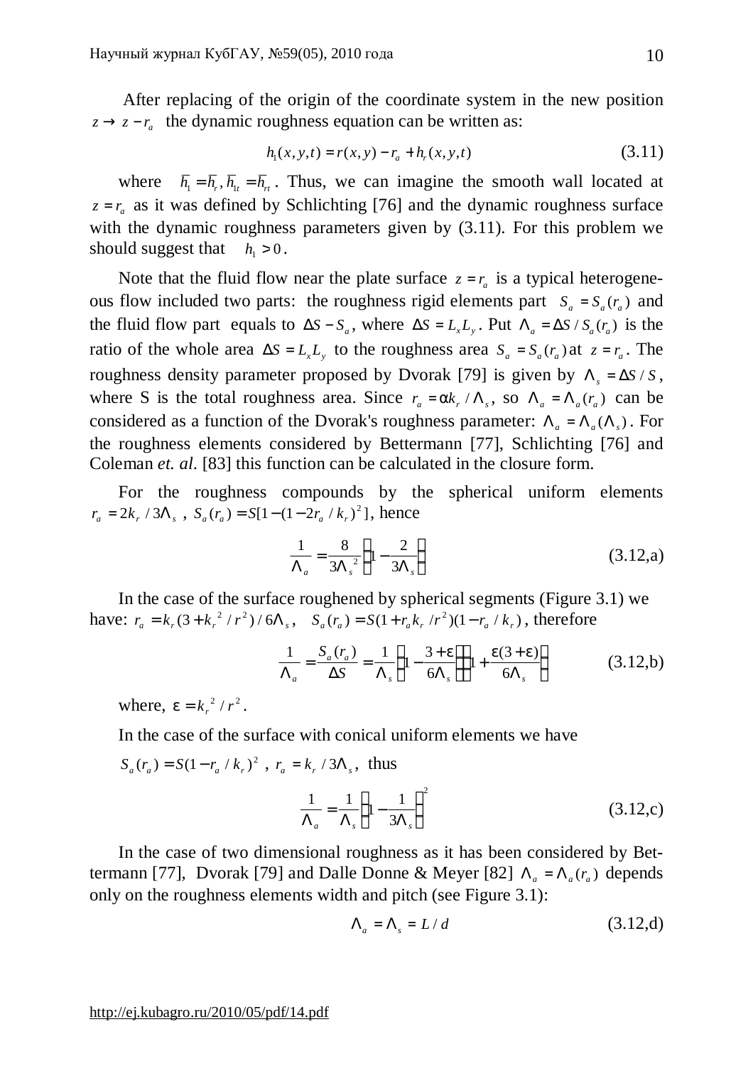After replacing of the origin of the coordinate system in the new position $z \to z - r_a$ the dynamic roughness equation can be written as:

$$h_1(x, y, t) = r(x, y) - r_a + h_r(x, y, t) \tag{3.11}$$

where $\overline{h_1} = \overline{h_r}, \overline{h_{1t}} = \overline{h_{rt}}$. Thus, we can imagine the smooth wall located at $z = r_a$ as it was defined by Schlichting [76] and the dynamic roughness surface with the dynamic roughness parameters given by (3.11). For this problem we should suggest that $h_1 > 0$.

Note that the fluid flow near the plate surface $z = r_a$ is a typical heterogeneous flow included two parts: the roughness rigid elements part $S_a = S_a(r_a)$ and the fluid flow part equals to $\Delta S - S_a$, where $\Delta S = L_x L_y$. Put $\Lambda_a = \Delta S / S_a(r_a)$ is the ratio of the whole area $\Delta S = L_x L_y$ to the roughness area $S_a = S_a(r_a)$ at $z = r_a$. The roughness density parameter proposed by Dvorak [79] is given by $\Lambda_s = \Delta S / S$, where S is the total roughness area. Since $r_a = \alpha k_r / \Lambda_s$, so $\Lambda_a = \Lambda_a(r_a)$ can be considered as a function of the Dvorak's roughness parameter: $\Lambda_a = \Lambda_a(\Lambda_s)$. For the roughness elements considered by Bettermann [77], Schlichting [76] and Coleman *et. al*. [83] this function can be calculated in the closure form.

For the roughness compounds by the spherical uniform elements $r_a = 2k_r / 3\Lambda_s$, $S_a(r_a) = S[1 - (1 - 2r_a / k_r)^2]$, hence

$$\frac{1}{\Lambda_a} = \frac{8}{3\Lambda_s^2}\left(1 - \frac{2}{3\Lambda_s}\right) \tag{3.12,a}$$

In the case of the surface roughened by spherical segments (Figure 3.1) we have: $r_a = k_r(3 + k_r^2 / r^2) / 6\Lambda_s$, $S_a(r_a) = S(1 + r_a k_r / r^2)(1 - r_a / k_r)$, therefore

$$\frac{1}{\Lambda_a} = \frac{S_a(r_a)}{\Delta S} = \frac{1}{\Lambda_s}\left(1 - \frac{3 + \varepsilon}{6\Lambda_s}\right)\left(1 + \frac{\varepsilon(3 + \varepsilon)}{6\Lambda_s}\right) \tag{3.12,b}$$

where, $\varepsilon = k_r^2 / r^2$.

In the case of the surface with conical uniform elements we have

$S_a(r_a) = S(1 - r_a / k_r)^2$, $r_a = k_r / 3\Lambda_s$, thus

$$\frac{1}{\Lambda_a} = \frac{1}{\Lambda_s}\left(1 - \frac{1}{3\Lambda_s}\right)^2 \tag{3.12,c}$$

In the case of two dimensional roughness as it has been considered by Bettermann [77], Dvorak [79] and Dalle Donne & Meyer [82] $\Lambda_a = \Lambda_a(r_a)$ depends only on the roughness elements width and pitch (see Figure 3.1):

$$\Lambda_a = \Lambda_s = L / d \tag{3.12,d}$$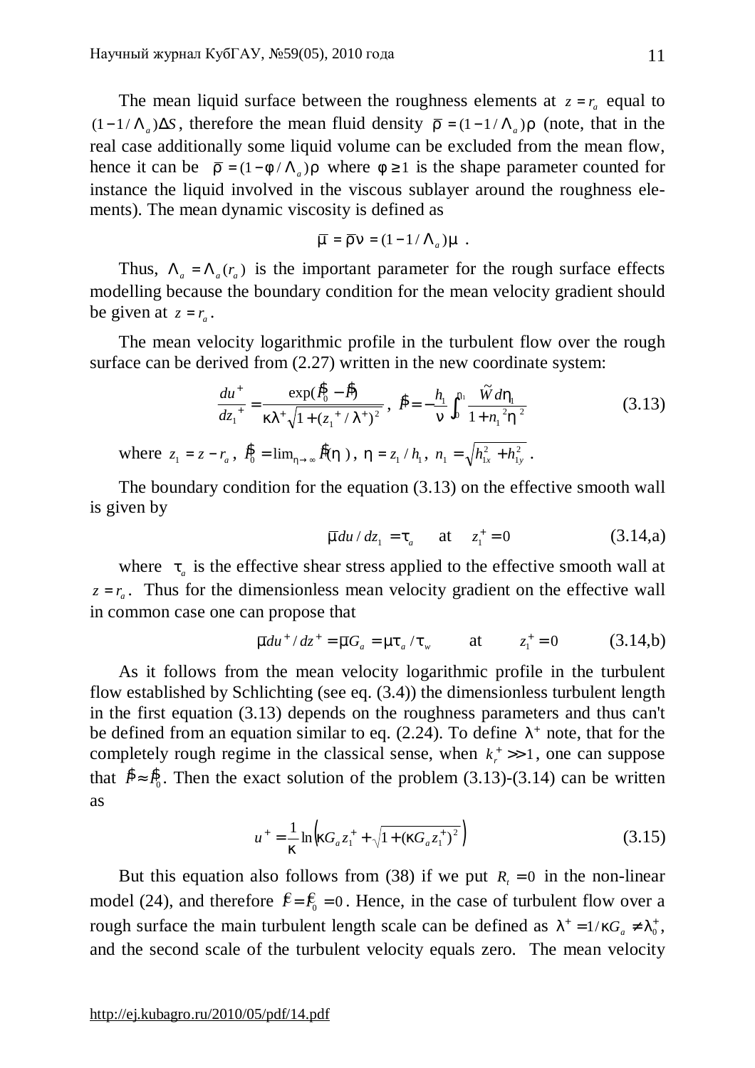The mean liquid surface between the roughness elements at $z = r_a$ equal to $(1-1/\Lambda_a)\Delta S$, therefore the mean fluid density $\bar{\rho} = (1-1/\Lambda_a)\rho$ (note, that in the real case additionally some liquid volume can be excluded from the mean flow, hence it can be $\bar{\rho} = (1-\phi/\Lambda_a)\rho$ where $\phi \geq 1$ is the shape parameter counted for instance the liquid involved in the viscous sublayer around the roughness elements). The mean dynamic viscosity is defined as

$$\bar{\mu} = \bar{\rho}\nu = (1-1/\Lambda_a)\mu \ .$$

Thus, $\Lambda_a = \Lambda_a(r_a)$ is the important parameter for the rough surface effects modelling because the boundary condition for the mean velocity gradient should be given at $z = r_a$.

The mean velocity logarithmic profile in the turbulent flow over the rough surface can be derived from (2.27) written in the new coordinate system:

$$\frac{du^+}{dz_1^+} = \frac{\exp(\hat{P}_0 - \hat{P})}{\kappa\lambda^+\sqrt{1+(z_1^+/\lambda^+)^2}}, \quad \hat{P} = -\frac{h_1}{\nu}\int_0^{\eta_1}\frac{\tilde{W}d\eta_1}{1+n_1^{\ 2}\eta^{\ 2}} \tag{3.13}$$

where $z_1 = z - r_a$, $\hat{P}_0 = \lim_{\eta\to\infty}\hat{P}(\eta)$, $\eta = z_1/h_1$, $n_1 = \sqrt{h_{1x}^2 + h_{1y}^2}$.

The boundary condition for the equation (3.13) on the effective smooth wall is given by

$$\bar{\mu}du/dz_1 = \tau_a \quad \text{at} \quad z_1^+ = 0 \tag{3.14,a}$$

where $\tau_a$ is the effective shear stress applied to the effective smooth wall at $z = r_a$. Thus for the dimensionless mean velocity gradient on the effective wall in common case one can propose that

$$\bar{\mu}du^+/dz^+ = \bar{\mu}G_a = \mu\tau_a/\tau_w \qquad \text{at} \qquad z_1^+ = 0 \tag{3.14,b}$$

As it follows from the mean velocity logarithmic profile in the turbulent flow established by Schlichting (see eq. (3.4)) the dimensionless turbulent length in the first equation (3.13) depends on the roughness parameters and thus can't be defined from an equation similar to eq. (2.24). To define $\lambda^+$ note, that for the completely rough regime in the classical sense, when $k_r^+ >> 1$, one can suppose that $\hat{P} \approx \hat{P}_0$. Then the exact solution of the problem (3.13)-(3.14) can be written as

$$u^+ = \frac{1}{\kappa}\ln\left(\kappa G_a z_1^+ + \sqrt{1+(\kappa G_a z_1^+)^2}\right) \tag{3.15}$$

But this equation also follows from (38) if we put $R_t = 0$ in the non-linear model (24), and therefore $\hat{F} = \hat{F}_0 = 0$. Hence, in the case of turbulent flow over a rough surface the main turbulent length scale can be defined as $\lambda^+ = 1/\kappa G_a \neq \lambda_0^+$, and the second scale of the turbulent velocity equals zero. The mean velocity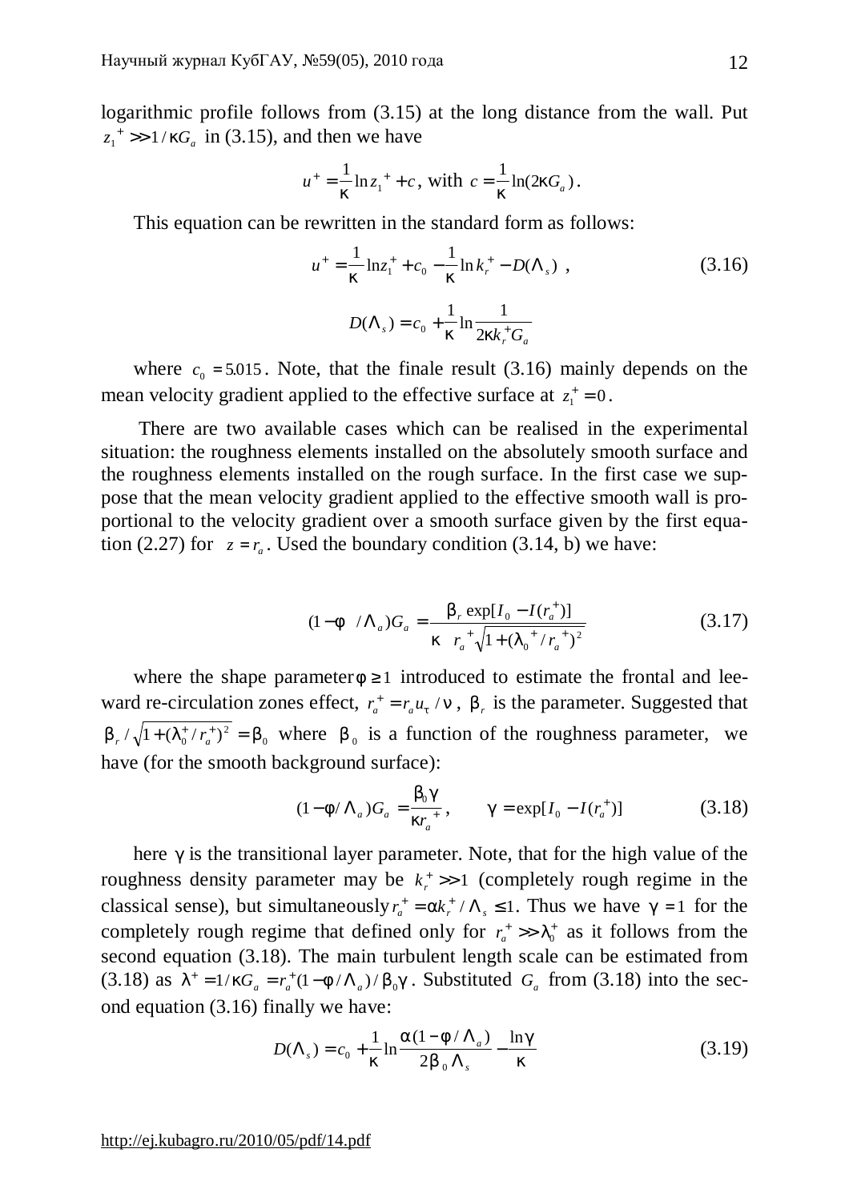logarithmic profile follows from (3.15) at the long distance from the wall. Put $z_1^+ >> 1/\kappa G_a$ in (3.15), and then we have

$$u^+ = \frac{1}{\kappa}\ln z_1^+ + c, \text{ with } c = \frac{1}{\kappa}\ln(2\kappa G_a).$$

This equation can be rewritten in the standard form as follows:

$$u^+ = \frac{1}{\kappa}\ln z_1^+ + c_0 - \frac{1}{\kappa}\ln k_r^+ - D(\Lambda_s)\ , \tag{3.16}$$

$$D(\Lambda_s) = c_0 + \frac{1}{\kappa}\ln\frac{1}{2\kappa k_r^+ G_a}$$

where $c_0 = 5.015$. Note, that the finale result (3.16) mainly depends on the mean velocity gradient applied to the effective surface at $z_1^+ = 0$.

There are two available cases which can be realised in the experimental situation: the roughness elements installed on the absolutely smooth surface and the roughness elements installed on the rough surface. In the first case we suppose that the mean velocity gradient applied to the effective smooth wall is proportional to the velocity gradient over a smooth surface given by the first equation (2.27) for $z = r_a$. Used the boundary condition (3.14, b) we have:

$$(1-\phi\ /\Lambda_a)G_a = \frac{\beta_r \exp[I_0 - I(r_a^+)]}{\kappa\ \ r_a^+\sqrt{1+(\lambda_0^+/r_a^+)^2}} \tag{3.17}$$

where the shape parameter $\phi \geq 1$ introduced to estimate the frontal and leeward re-circulation zones effect, $r_a^+ = r_a u_\tau / \nu$, $\beta_r$ is the parameter. Suggested that $\beta_r / \sqrt{1+(\lambda_0^+/r_a^+)^2} = \beta_0$ where $\beta_0$ is a function of the roughness parameter, we have (for the smooth background surface):

$$(1-\phi/\Lambda_a)G_a = \frac{\beta_0\gamma}{\kappa r_a^+}, \qquad \gamma = \exp[I_0 - I(r_a^+)] \tag{3.18}$$

here $\gamma$ is the transitional layer parameter. Note, that for the high value of the roughness density parameter may be $k_r^+ >> 1$ (completely rough regime in the classical sense), but simultaneously $r_a^+ = \alpha k_r^+/\Lambda_s \leq 1$. Thus we have $\gamma = 1$ for the completely rough regime that defined only for $r_a^+ >> \lambda_0^+$ as it follows from the second equation (3.18). The main turbulent length scale can be estimated from (3.18) as $\lambda^+ = 1/\kappa G_a = r_a^+(1-\phi/\Lambda_a)/\beta_0\gamma$. Substituted $G_a$ from (3.18) into the second equation (3.16) finally we have:

$$D(\Lambda_s) = c_0 + \frac{1}{\kappa}\ln\frac{\alpha(1-\phi/\Lambda_a)}{2\beta_0\Lambda_s} - \frac{\ln\gamma}{\kappa} \tag{3.19}$$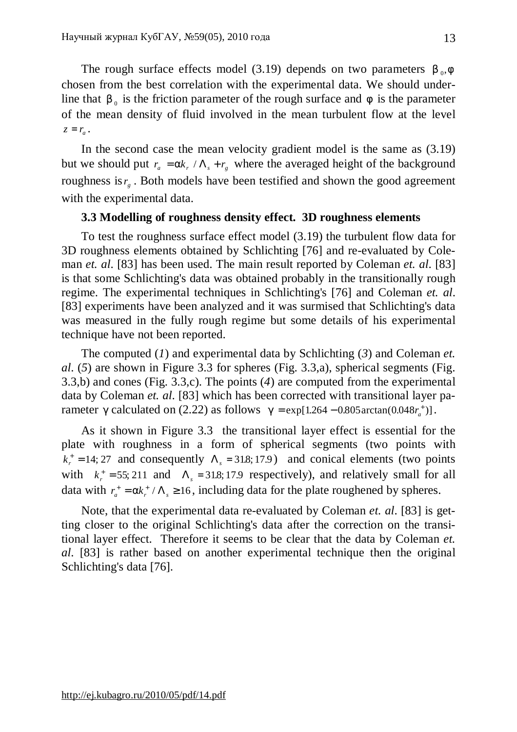The rough surface effects model (3.19) depends on two parameters $\beta_0, \phi$ chosen from the best correlation with the experimental data. We should underline that $\beta_0$ is the friction parameter of the rough surface and $\phi$ is the parameter of the mean density of fluid involved in the mean turbulent flow at the level $z = r_a$.

In the second case the mean velocity gradient model is the same as (3.19) but we should put $r_a = \alpha k_r / \Lambda_s + r_g$ where the averaged height of the background roughness is $r_g$. Both models have been testified and shown the good agreement with the experimental data.

### 3.3 Modelling of roughness density effect. 3D roughness elements

To test the roughness surface effect model (3.19) the turbulent flow data for 3D roughness elements obtained by Schlichting [76] and re-evaluated by Coleman *et. al*. [83] has been used. The main result reported by Coleman *et. al*. [83] is that some Schlichting's data was obtained probably in the transitionally rough regime. The experimental techniques in Schlichting's [76] and Coleman *et. al*. [83] experiments have been analyzed and it was surmised that Schlichting's data was measured in the fully rough regime but some details of his experimental technique have not been reported.

The computed (*1*) and experimental data by Schlichting (*3*) and Coleman *et. al*. (*5*) are shown in Figure 3.3 for spheres (Fig. 3.3,a), spherical segments (Fig. 3.3,b) and cones (Fig. 3.3,c). The points (*4*) are computed from the experimental data by Coleman *et. al*. [83] which has been corrected with transitional layer parameter $\gamma$ calculated on (2.22) as follows $\gamma = \exp[1.264 - 0.805 \arctan(0.048 r_a^+)]$.

As it shown in Figure 3.3 the transitional layer effect is essential for the plate with roughness in a form of spherical segments (two points with $k_r^+ = 14; 27$ and consequently $\Lambda_s = 31.8; 17.9$) and conical elements (two points with $k_r^+ = 55; 211$ and $\Lambda_s = 31.8; 17.9$ respectively), and relatively small for all data with $r_a^+ = \alpha k_r^+ / \Lambda_s \geq 16$, including data for the plate roughened by spheres.

Note, that the experimental data re-evaluated by Coleman *et. al*. [83] is getting closer to the original Schlichting's data after the correction on the transitional layer effect. Therefore it seems to be clear that the data by Coleman *et. al*. [83] is rather based on another experimental technique then the original Schlichting's data [76].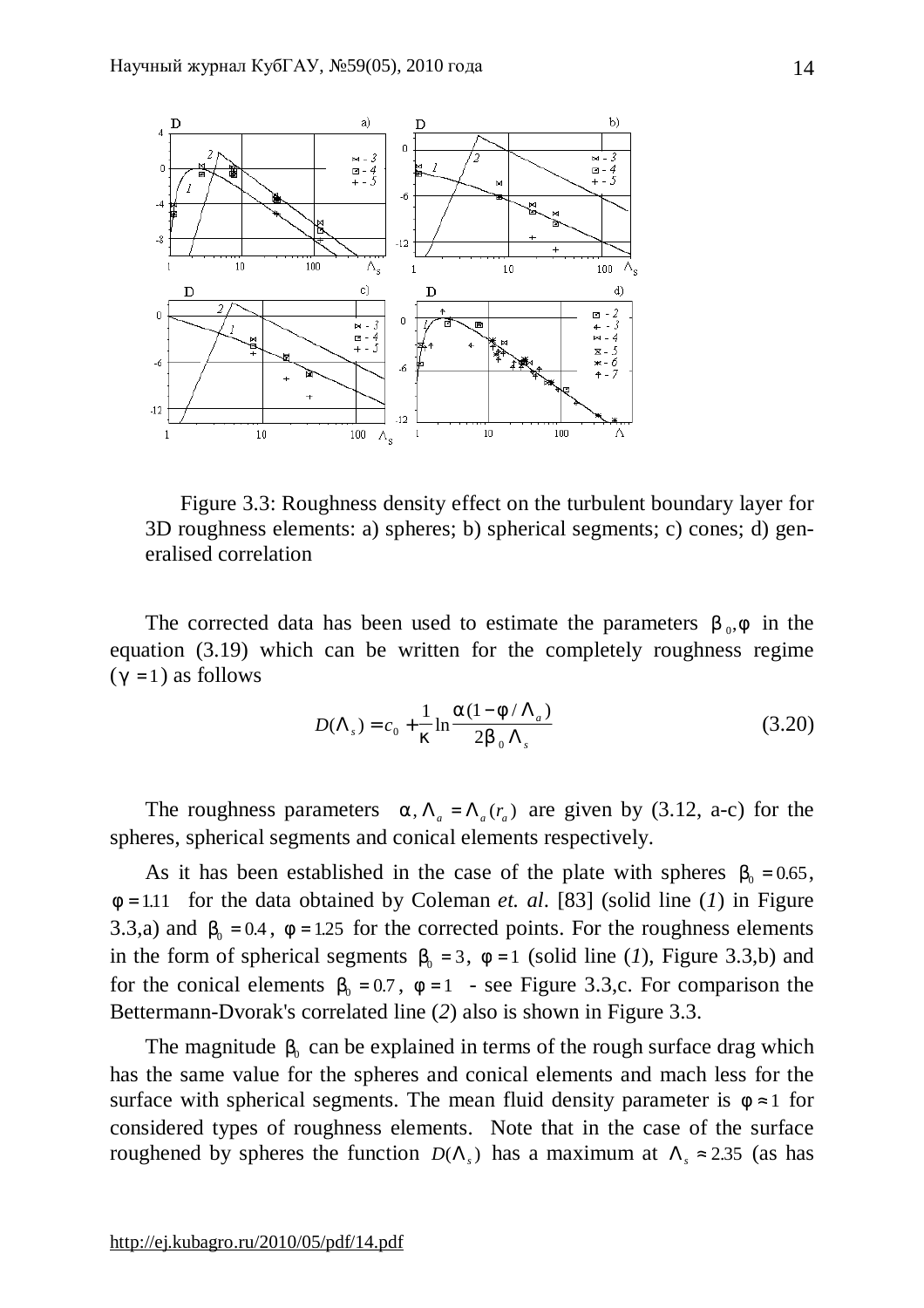Figure 3.3: Roughness density effect on the turbulent boundary layer for 3D roughness elements: a) spheres; b) spherical segments; c) cones; d) generalised correlation

The corrected data has been used to estimate the parameters $\beta_0, \phi$ in the equation (3.19) which can be written for the completely roughness regime ($\gamma = 1$) as follows

$$D(\Lambda_s) = c_0 + \frac{1}{\kappa} \ln \frac{\alpha(1 - \phi / \Lambda_a)}{2\beta_0 \Lambda_s} \tag{3.20}$$

The roughness parameters $\alpha, \Lambda_a = \Lambda_a(r_a)$ are given by (3.12, a-c) for the spheres, spherical segments and conical elements respectively.

As it has been established in the case of the plate with spheres $\beta_0 = 0.65$, $\phi = 1.11$ for the data obtained by Coleman *et. al*. [83] (solid line (*1*) in Figure 3.3,a) and $\beta_0 = 0.4$, $\phi = 1.25$ for the corrected points. For the roughness elements in the form of spherical segments $\beta_0 = 3$, $\phi = 1$ (solid line (*1*), Figure 3.3,b) and for the conical elements $\beta_0 = 0.7$, $\phi = 1$ - see Figure 3.3,c. For comparison the Bettermann-Dvorak's correlated line (*2*) also is shown in Figure 3.3.

The magnitude $\beta_0$ can be explained in terms of the rough surface drag which has the same value for the spheres and conical elements and mach less for the surface with spherical segments. The mean fluid density parameter is $\phi \approx 1$ for considered types of roughness elements. Note that in the case of the surface roughened by spheres the function $D(\Lambda_s)$ has a maximum at $\Lambda_s \approx 2.35$ (as has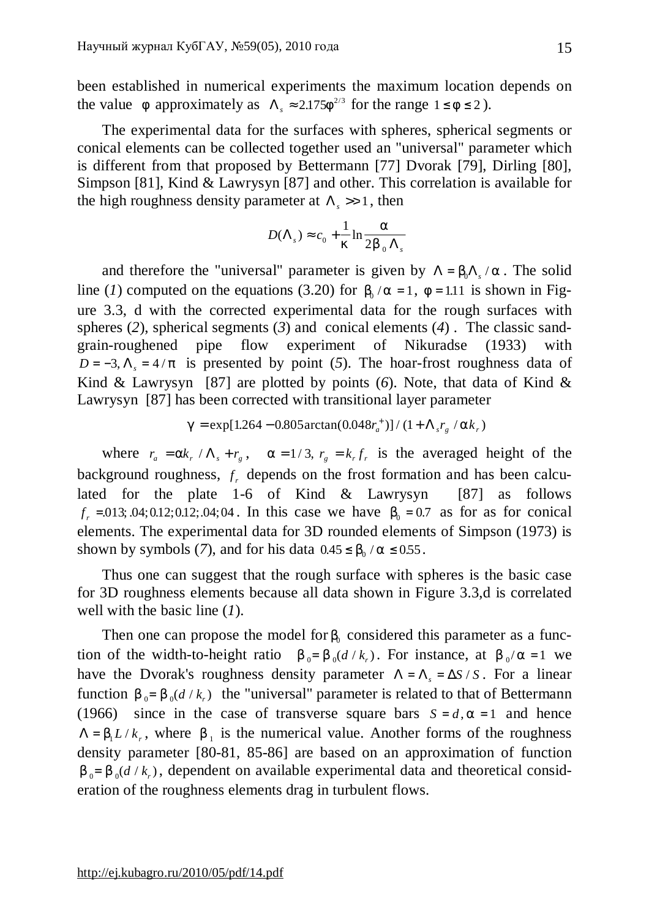been established in numerical experiments the maximum location depends on the value $\varphi$ approximately as $\Lambda_s \approx 2.175\varphi^{2/3}$ for the range $1 \le \varphi \le 2$ ).

The experimental data for the surfaces with spheres, spherical segments or conical elements can be collected together used an "universal" parameter which is different from that proposed by Bettermann [77] Dvorak [79], Dirling [80], Simpson [81], Kind & Lawrysyn [87] and other. This correlation is available for the high roughness density parameter at $\Lambda_s >> 1$, then

$$D(\Lambda_s) \approx c_0 + \frac{1}{\kappa}\ln\frac{\alpha}{2\beta_0\Lambda_s}$$

and therefore the "universal" parameter is given by $\Lambda = \beta_0\Lambda_s/\alpha$. The solid line (*1*) computed on the equations (3.20) for $\beta_0/\alpha = 1$, $\varphi = 1.11$ is shown in Figure 3.3, d with the corrected experimental data for the rough surfaces with spheres (*2*), spherical segments (*3*) and conical elements (*4*) . The classic sand-grain-roughened pipe flow experiment of Nikuradse (1933) with $D = -3, \Lambda_s = 4/\pi$ is presented by point (*5*). The hoar-frost roughness data of Kind & Lawrysyn [87] are plotted by points (*6*). Note, that data of Kind & Lawrysyn [87] has been corrected with transitional layer parameter

$$\gamma = \exp[1.264 - 0.805\arctan(0.048r_a^+)]/(1 + \Lambda_s r_g/\alpha k_r)$$

where $r_a = \alpha k_r/\Lambda_s + r_g$, $\alpha = 1/3$, $r_g = k_r f_r$ is the averaged height of the background roughness, $f_r$ depends on the frost formation and has been calculated for the plate 1-6 of Kind & Lawrysyn [87] as follows $f_r = .013; .04; 0.12; 0.12; .04; 04$. In this case we have $\beta_0 = 0.7$ as for as for conical elements. The experimental data for 3D rounded elements of Simpson (1973) is shown by symbols (*7*), and for his data $0.45 \le \beta_0/\alpha \le 0.55$.

Thus one can suggest that the rough surface with spheres is the basic case for 3D roughness elements because all data shown in Figure 3.3,d is correlated well with the basic line (*1*).

Then one can propose the model for $\beta_0$ considered this parameter as a function of the width-to-height ratio $\beta_0 = \beta_0(d/k_r)$. For instance, at $\beta_0/\alpha = 1$ we have the Dvorak's roughness density parameter $\Lambda = \Lambda_s = \Delta S/S$. For a linear function $\beta_0 = \beta_0(d/k_r)$ the "universal" parameter is related to that of Bettermann (1966) since in the case of transverse square bars $S = d, \alpha = 1$ and hence $\Lambda = \beta_1 L/k_r$, where $\beta_1$ is the numerical value. Another forms of the roughness density parameter [80-81, 85-86] are based on an approximation of function $\beta_0 = \beta_0(d/k_r)$, dependent on available experimental data and theoretical consideration of the roughness elements drag in turbulent flows.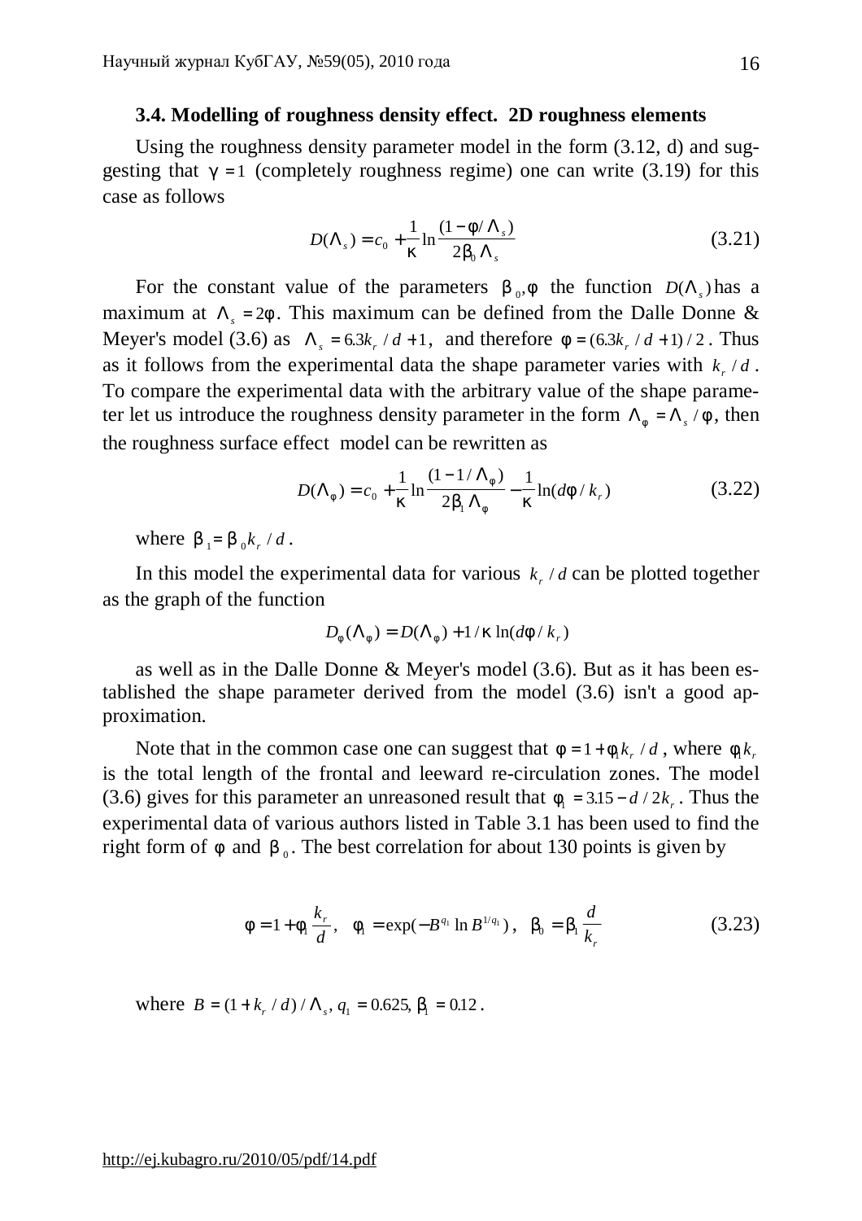### 3.4. Modelling of roughness density effect. 2D roughness elements

Using the roughness density parameter model in the form (3.12, d) and suggesting that $\gamma = 1$ (completely roughness regime) one can write (3.19) for this case as follows

$$D(\Lambda_s) = c_0 + \frac{1}{\kappa}\ln\frac{(1-\phi/\Lambda_s)}{2\beta_0\Lambda_s} \tag{3.21}$$

For the constant value of the parameters $\beta_0, \phi$ the function $D(\Lambda_s)$ has a maximum at $\Lambda_s = 2\phi$. This maximum can be defined from the Dalle Donne & Meyer's model (3.6) as $\Lambda_s = 6.3k_r/d + 1$, and therefore $\phi = (6.3k_r/d + 1)/2$. Thus as it follows from the experimental data the shape parameter varies with $k_r/d$. To compare the experimental data with the arbitrary value of the shape parameter let us introduce the roughness density parameter in the form $\Lambda_\phi = \Lambda_s/\phi$, then the roughness surface effect model can be rewritten as

$$D(\Lambda_\phi) = c_0 + \frac{1}{\kappa}\ln\frac{(1-1/\Lambda_\phi)}{2\beta_1\Lambda_\phi} - \frac{1}{\kappa}\ln(d\phi/k_r) \tag{3.22}$$

where $\beta_1 = \beta_0 k_r/d$.

In this model the experimental data for various $k_r/d$ can be plotted together as the graph of the function

$$D_\phi(\Lambda_\phi) = D(\Lambda_\phi) + 1/\kappa\ln(d\phi/k_r)$$

as well as in the Dalle Donne & Meyer's model (3.6). But as it has been established the shape parameter derived from the model (3.6) isn't a good approximation.

Note that in the common case one can suggest that $\phi = 1 + \phi_1 k_r/d$, where $\phi_1 k_r$ is the total length of the frontal and leeward re-circulation zones. The model (3.6) gives for this parameter an unreasoned result that $\phi_1 = 3.15 - d/2k_r$. Thus the experimental data of various authors listed in Table 3.1 has been used to find the right form of $\phi$ and $\beta_0$. The best correlation for about 130 points is given by

$$\phi = 1 + \phi_1\frac{k_r}{d}, \quad \phi_1 = \exp(-B^{q_1}\ln B^{1/q_1}), \quad \beta_0 = \beta_1\frac{d}{k_r} \tag{3.23}$$

where $B = (1 + k_r/d)/\Lambda_s$, $q_1 = 0.625$, $\beta_1 = 0.12$.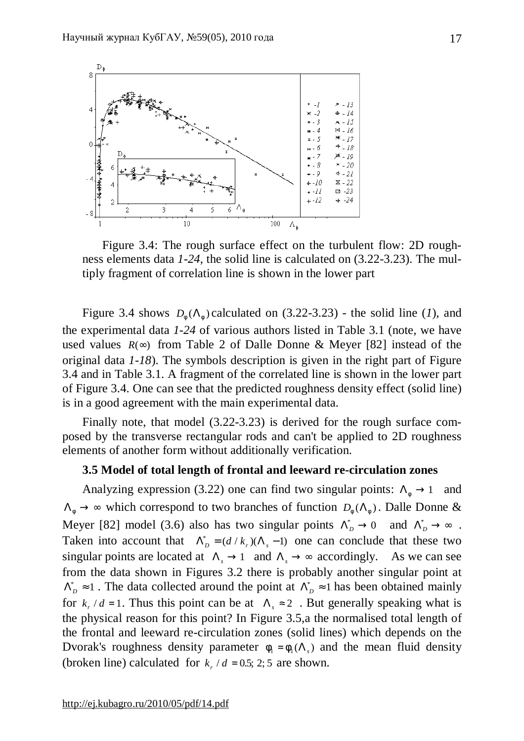Figure 3.4: The rough surface effect on the turbulent flow: 2D roughness elements data *1-24*, the solid line is calculated on (3.22-3.23). The multiply fragment of correlation line is shown in the lower part

Figure 3.4 shows $D_\varphi(\Lambda_\varphi)$ calculated on (3.22-3.23) - the solid line (*1*), and the experimental data *1-24* of various authors listed in Table 3.1 (note, we have used values $R(\infty)$ from Table 2 of Dalle Donne & Meyer [82] instead of the original data *1-18*). The symbols description is given in the right part of Figure 3.4 and in Table 3.1. A fragment of the correlated line is shown in the lower part of Figure 3.4. One can see that the predicted roughness density effect (solid line) is in a good agreement with the main experimental data.

Finally note, that model (3.22-3.23) is derived for the rough surface composed by the transverse rectangular rods and can't be applied to 2D roughness elements of another form without additionally verification.

### 3.5 Model of total length of frontal and leeward re-circulation zones

Analyzing expression (3.22) one can find two singular points: $\Lambda_\varphi \to 1$ and $\Lambda_\varphi \to \infty$ which correspond to two branches of function $D_\varphi(\Lambda_\varphi)$. Dalle Donne & Meyer [82] model (3.6) also has two singular points $\Lambda_D^* \to 0$ and $\Lambda_D^* \to \infty$. Taken into account that $\Lambda_D^* = (d/k_r)(\Lambda_s - 1)$ one can conclude that these two singular points are located at $\Lambda_s \to 1$ and $\Lambda_s \to \infty$ accordingly. As we can see from the data shown in Figures 3.2 there is probably another singular point at $\Lambda_D^* \approx 1$. The data collected around the point at $\Lambda_D^* \approx 1$ has been obtained mainly for $k_r / d = 1$. Thus this point can be at $\Lambda_s \approx 2$. But generally speaking what is the physical reason for this point? In Figure 3.5,a the normalised total length of the frontal and leeward re-circulation zones (solid lines) which depends on the Dvorak's roughness density parameter $\varphi_1 = \varphi_1(\Lambda_s)$ and the mean fluid density (broken line) calculated for $k_r / d = 0.5;\ 2;\ 5$ are shown.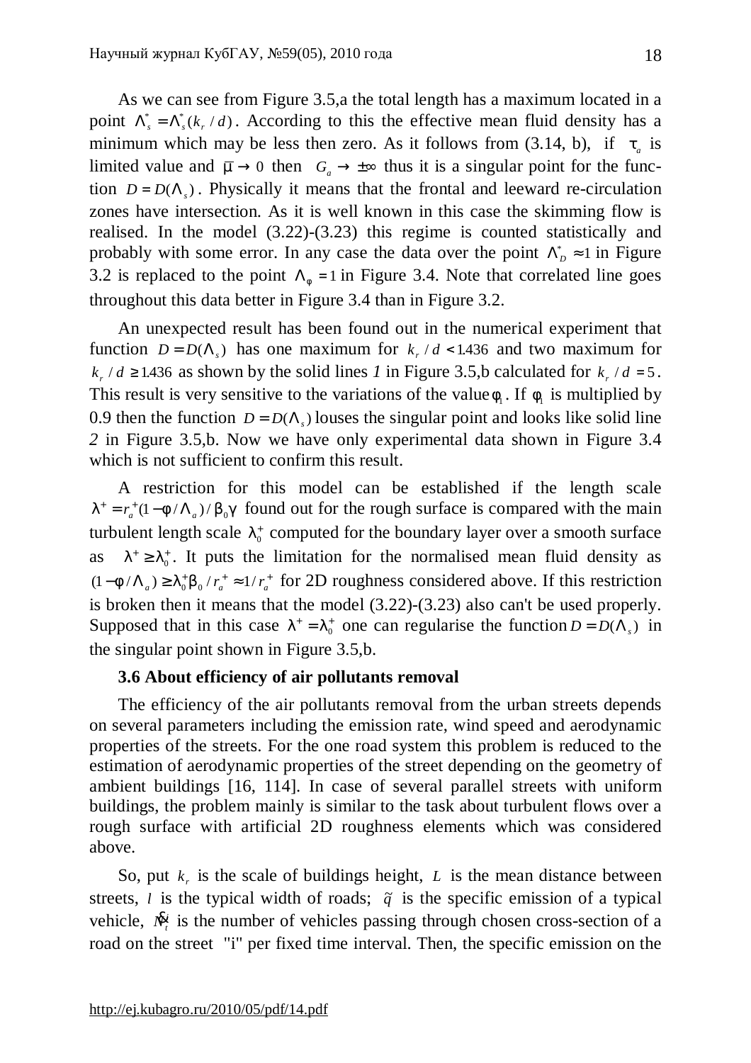As we can see from Figure 3.5,a the total length has a maximum located in a point $\Lambda_s^* = \Lambda_s^*(k_r/d)$. According to this the effective mean fluid density has a minimum which may be less then zero. As it follows from (3.14, b), if $\tau_a$ is limited value and $\bar{\mu} \to 0$ then $G_a \to \pm\infty$ thus it is a singular point for the function $D = D(\Lambda_s)$. Physically it means that the frontal and leeward re-circulation zones have intersection. As it is well known in this case the skimming flow is realised. In the model (3.22)-(3.23) this regime is counted statistically and probably with some error. In any case the data over the point $\Lambda_D^* \approx 1$ in Figure 3.2 is replaced to the point $\Lambda_\phi = 1$ in Figure 3.4. Note that correlated line goes throughout this data better in Figure 3.4 than in Figure 3.2.

An unexpected result has been found out in the numerical experiment that function $D = D(\Lambda_s)$ has one maximum for $k_r/d < 1.436$ and two maximum for $k_r/d \geq 1.436$ as shown by the solid lines *1* in Figure 3.5,b calculated for $k_r/d = 5$. This result is very sensitive to the variations of the value $\phi_1$. If $\phi_1$ is multiplied by 0.9 then the function $D = D(\Lambda_s)$ louses the singular point and looks like solid line *2* in Figure 3.5,b. Now we have only experimental data shown in Figure 3.4 which is not sufficient to confirm this result.

A restriction for this model can be established if the length scale $\lambda^+ = r_a^+(1 - \phi/\Lambda_a)/\beta_0\gamma$ found out for the rough surface is compared with the main turbulent length scale $\lambda_0^+$ computed for the boundary layer over a smooth surface as $\lambda^+ \geq \lambda_0^+$. It puts the limitation for the normalised mean fluid density as $(1 - \phi/\Lambda_a) \geq \lambda_0^+\beta_0/r_a^+ \approx 1/r_a^+$ for 2D roughness considered above. If this restriction is broken then it means that the model (3.22)-(3.23) also can't be used properly. Supposed that in this case $\lambda^+ = \lambda_0^+$ one can regularise the function $D = D(\Lambda_s)$ in the singular point shown in Figure 3.5,b.

### 3.6 About efficiency of air pollutants removal

The efficiency of the air pollutants removal from the urban streets depends on several parameters including the emission rate, wind speed and aerodynamic properties of the streets. For the one road system this problem is reduced to the estimation of aerodynamic properties of the street depending on the geometry of ambient buildings [16, 114]. In case of several parallel streets with uniform buildings, the problem mainly is similar to the task about turbulent flows over a rough surface with artificial 2D roughness elements which was considered above.

So, put $k_r$ is the scale of buildings height, $L$ is the mean distance between streets, $l$ is the typical width of roads; $\tilde{q}$ is the specific emission of a typical vehicle, $\dot{N}_i$ is the number of vehicles passing through chosen cross-section of a road on the street "i" per fixed time interval. Then, the specific emission on the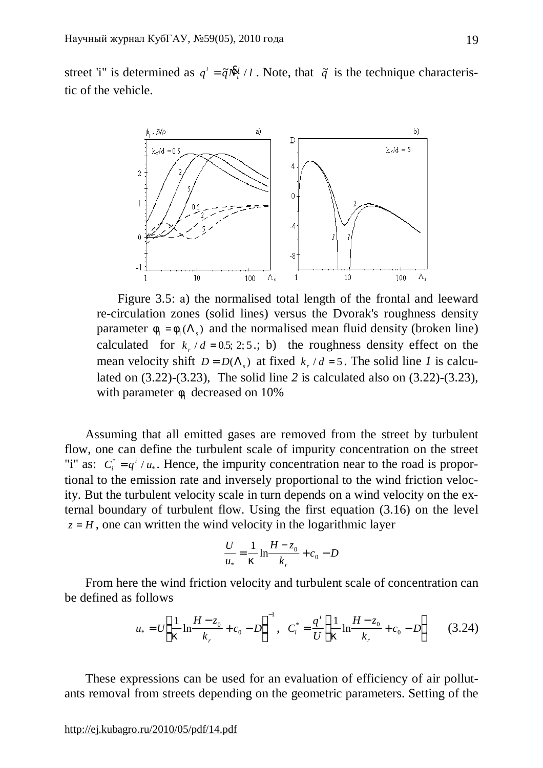street 'i" is determined as $q^i = \tilde{q} N_t^i / l$. Note, that $\tilde{q}$ is the technique characteristic of the vehicle.

Figure 3.5: a) the normalised total length of the frontal and leeward re-circulation zones (solid lines) versus the Dvorak's roughness density parameter $\phi_1 = \phi_1(\Lambda_s)$ and the normalised mean fluid density (broken line) calculated for $k_r / d = 0.5; 2; 5$.; b) the roughness density effect on the mean velocity shift $D = D(\Lambda_s)$ at fixed $k_r / d = 5$. The solid line *1* is calculated on (3.22)-(3.23), The solid line *2* is calculated also on (3.22)-(3.23), with parameter $\phi_1$ decreased on 10%

Assuming that all emitted gases are removed from the street by turbulent flow, one can define the turbulent scale of impurity concentration on the street "i" as: $C_i^* = q^i / u_*$. Hence, the impurity concentration near to the road is proportional to the emission rate and inversely proportional to the wind friction velocity. But the turbulent velocity scale in turn depends on a wind velocity on the external boundary of turbulent flow. Using the first equation (3.16) on the level $z = H$, one can written the wind velocity in the logarithmic layer

$$\frac{U}{u_*} = \frac{1}{\kappa} \ln \frac{H - z_0}{k_r} + c_0 - D$$

From here the wind friction velocity and turbulent scale of concentration can be defined as follows

$$u_* = U \left( \frac{1}{\kappa} \ln \frac{H - z_0}{k_r} + c_0 - D \right)^{-1}, \quad C_i^* = \frac{q^i}{U} \left( \frac{1}{\kappa} \ln \frac{H - z_0}{k_r} + c_0 - D \right) \qquad (3.24)$$

These expressions can be used for an evaluation of efficiency of air pollutants removal from streets depending on the geometric parameters. Setting of the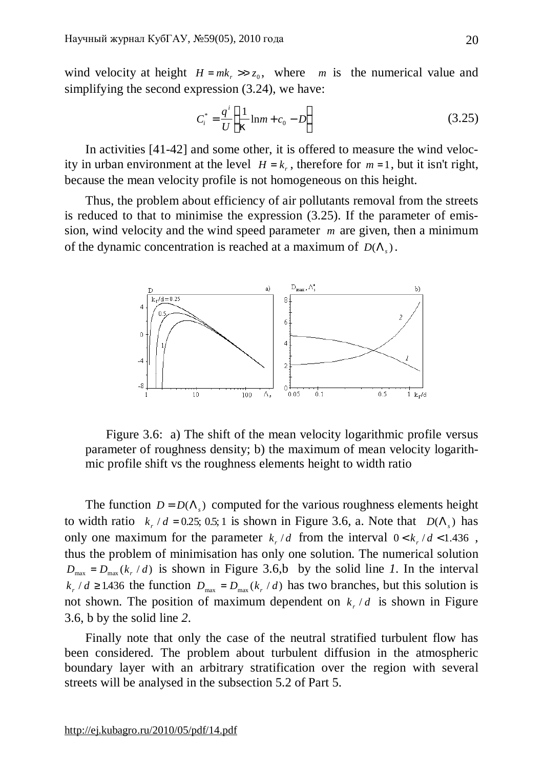wind velocity at height $H = mk_r >> z_0$, where $m$ is the numerical value and simplifying the second expression (3.24), we have:

$$C_i^* = \frac{q^i}{U}\left(\frac{1}{\kappa}\ln m + c_0 - D\right) \tag{3.25}$$

In activities [41-42] and some other, it is offered to measure the wind velocity in urban environment at the level $H = k_r$, therefore for $m = 1$, but it isn't right, because the mean velocity profile is not homogeneous on this height.

Thus, the problem about efficiency of air pollutants removal from the streets is reduced to that to minimise the expression (3.25). If the parameter of emission, wind velocity and the wind speed parameter $m$ are given, then a minimum of the dynamic concentration is reached at a maximum of $D(\Lambda_s)$.

Figure 3.6: a) The shift of the mean velocity logarithmic profile versus parameter of roughness density; b) the maximum of mean velocity logarithmic profile shift vs the roughness elements height to width ratio

The function $D = D(\Lambda_s)$ computed for the various roughness elements height to width ratio $k_r / d = 0.25;\ 0.5;\ 1$ is shown in Figure 3.6, a. Note that $D(\Lambda_s)$ has only one maximum for the parameter $k_r / d$ from the interval $0 < k_r / d < 1.436$, thus the problem of minimisation has only one solution. The numerical solution $D_{\max} = D_{\max}(k_r / d)$ is shown in Figure 3.6,b by the solid line *1*. In the interval $k_r / d \geq 1.436$ the function $D_{\max} = D_{\max}(k_r / d)$ has two branches, but this solution is not shown. The position of maximum dependent on $k_r / d$ is shown in Figure 3.6, b by the solid line *2*.

Finally note that only the case of the neutral stratified turbulent flow has been considered. The problem about turbulent diffusion in the atmospheric boundary layer with an arbitrary stratification over the region with several streets will be analysed in the subsection 5.2 of Part 5.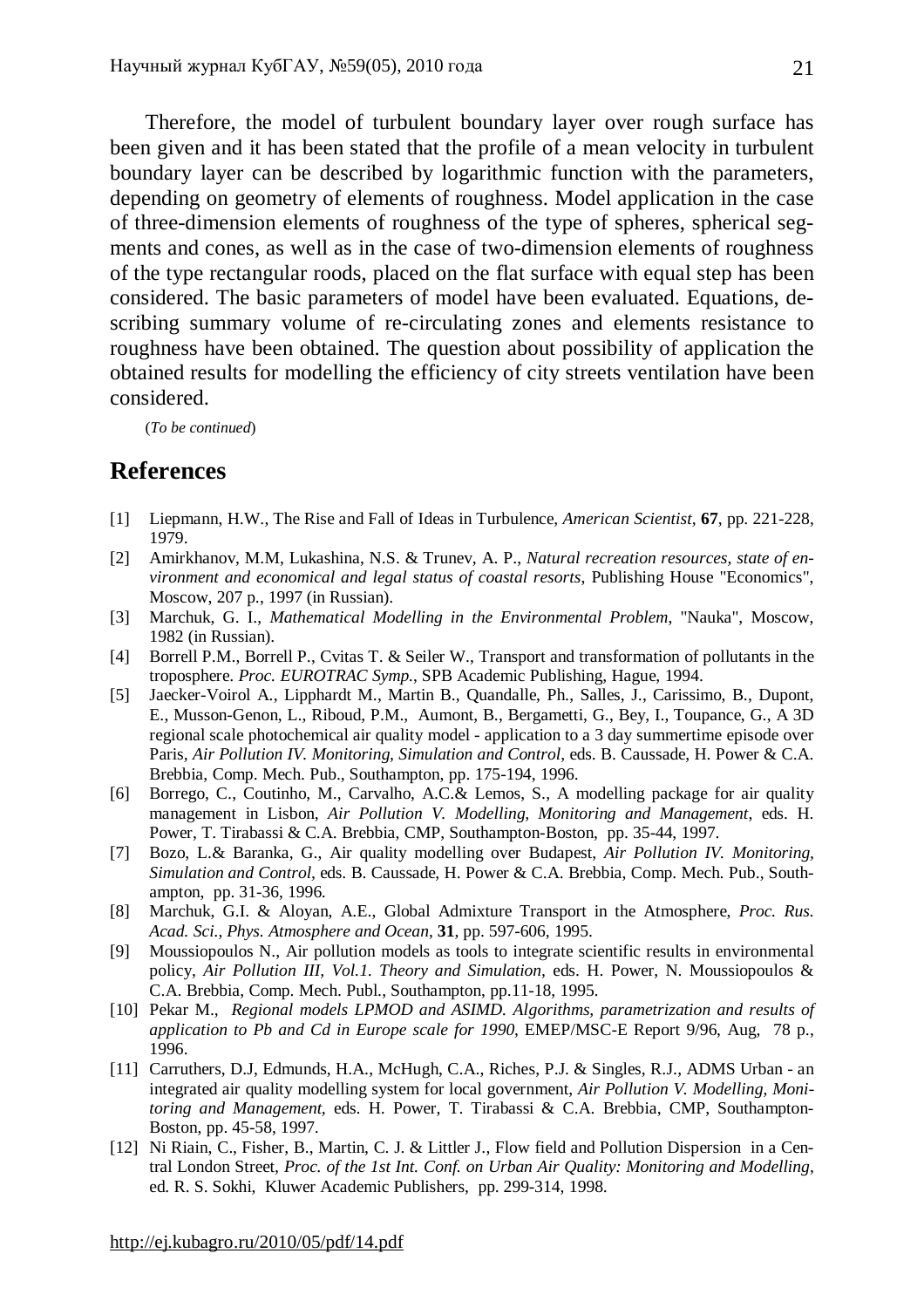Therefore, the model of turbulent boundary layer over rough surface has been given and it has been stated that the profile of a mean velocity in turbulent boundary layer can be described by logarithmic function with the parameters, depending on geometry of elements of roughness. Model application in the case of three-dimension elements of roughness of the type of spheres, spherical segments and cones, as well as in the case of two-dimension elements of roughness of the type rectangular roods, placed on the flat surface with equal step has been considered. The basic parameters of model have been evaluated. Equations, describing summary volume of re-circulating zones and elements resistance to roughness have been obtained. The question about possibility of application the obtained results for modelling the efficiency of city streets ventilation have been considered.

(*To be continued*)

## References

[1] Liepmann, H.W., The Rise and Fall of Ideas in Turbulence, *American Scientist*, **67**, pp. 221-228, 1979.

[2] Amirkhanov, M.M, Lukashina, N.S. & Trunev, A. P., *Natural recreation resources, state of environment and economical and legal status of coastal resorts*, Publishing House "Economics", Moscow, 207 p., 1997 (in Russian).

[3] Marchuk, G. I., *Mathematical Modelling in the Environmental Problem*, "Nauka", Moscow, 1982 (in Russian).

[4] Borrell P.M., Borrell P., Cvitas T. & Seiler W., Transport and transformation of pollutants in the troposphere. *Proc. EUROTRAC Symp.*, SPB Academic Publishing, Hague, 1994.

[5] Jaecker-Voirol A., Lipphardt M., Martin B., Quandalle, Ph., Salles, J., Carissimo, B., Dupont, E., Musson-Genon, L., Riboud, P.M., Aumont, B., Bergametti, G., Bey, I., Toupance, G., A 3D regional scale photochemical air quality model - application to a 3 day summertime episode over Paris, *Air Pollution IV. Monitoring, Simulation and Control*, eds. B. Caussade, H. Power & C.A. Brebbia, Comp. Mech. Pub., Southampton, pp. 175-194, 1996.

[6] Borrego, C., Coutinho, M., Carvalho, A.C.& Lemos, S., A modelling package for air quality management in Lisbon, *Air Pollution V. Modelling, Monitoring and Management,* eds. H. Power, T. Tirabassi & C.A. Brebbia, CMP, Southampton-Boston, pp. 35-44, 1997.

[7] Bozo, L.& Baranka, G., Air quality modelling over Budapest, *Air Pollution IV. Monitoring, Simulation and Control,* eds. B. Caussade, H. Power & C.A. Brebbia, Comp. Mech. Pub., Southampton, pp. 31-36, 1996.

[8] Marchuk, G.I. & Aloyan, A.E., Global Admixture Transport in the Atmosphere, *Proc. Rus. Acad. Sci., Phys. Atmosphere and Ocean*, **31**, pp. 597-606, 1995.

[9] Moussiopoulos N., Air pollution models as tools to integrate scientific results in environmental policy, *Air Pollution III, Vol.1. Theory and Simulation,* eds. H. Power, N. Moussiopoulos & C.A. Brebbia, Comp. Mech. Publ., Southampton, pp.11-18, 1995.

[10] Pekar M., *Regional models LPMOD and ASIMD. Algorithms, parametrization and results of application to Pb and Cd in Europe scale for 1990*, EMEP/MSC-E Report 9/96, Aug, 78 p., 1996.

[11] Carruthers, D.J, Edmunds, H.A., McHugh, C.A., Riches, P.J. & Singles, R.J., ADMS Urban - an integrated air quality modelling system for local government, *Air Pollution V. Modelling, Monitoring and Management,* eds. H. Power, T. Tirabassi & C.A. Brebbia, CMP, Southampton-Boston, pp. 45-58, 1997.

[12] Ni Riain, C., Fisher, B., Martin, C. J. & Littler J., Flow field and Pollution Dispersion in a Central London Street, *Proc. of the 1st Int. Conf. on Urban Air Quality: Monitoring and Modelling*, ed. R. S. Sokhi, Kluwer Academic Publishers, pp. 299-314, 1998.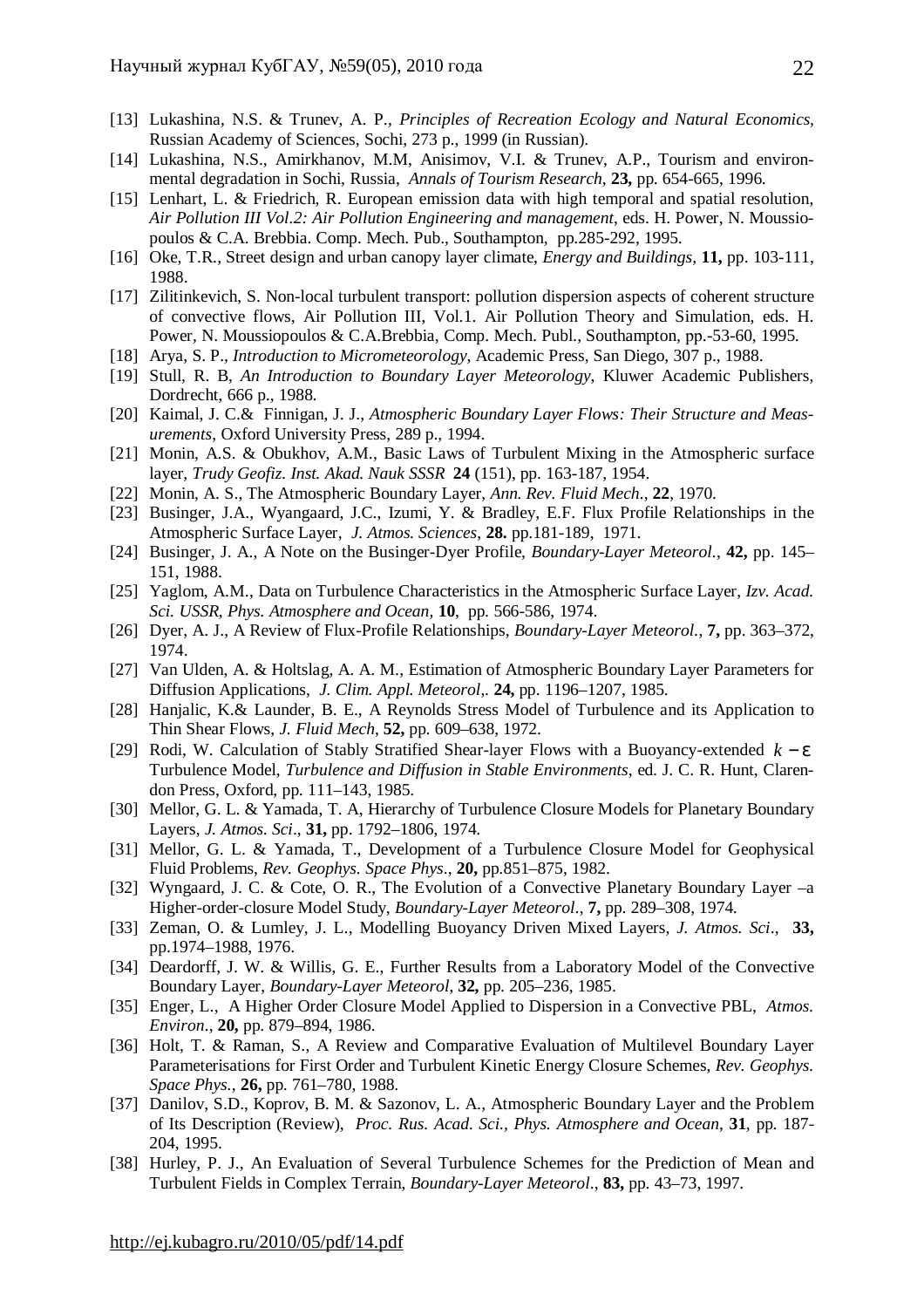[13] Lukashina, N.S. & Trunev, A. P., *Principles of Recreation Ecology and Natural Economics*, Russian Academy of Sciences, Sochi, 273 p., 1999 (in Russian).

[14] Lukashina, N.S., Amirkhanov, M.M, Anisimov, V.I. & Trunev, A.P., Tourism and environmental degradation in Sochi, Russia, *Annals of Tourism Research*, **23,** pp. 654-665, 1996.

[15] Lenhart, L. & Friedrich, R. European emission data with high temporal and spatial resolution, *Air Pollution III Vol.2: Air Pollution Engineering and management*, eds. H. Power, N. Moussiopoulos & C.A. Brebbia. Comp. Mech. Pub., Southampton, pp.285-292, 1995.

[16] Oke, T.R., Street design and urban canopy layer climate, *Energy and Buildings*, **11,** pp. 103-111, 1988.

[17] Zilitinkevich, S. Non-local turbulent transport: pollution dispersion aspects of coherent structure of convective flows, Air Pollution III, Vol.1. Air Pollution Theory and Simulation, eds. H. Power, N. Moussiopoulos & C.A.Brebbia, Comp. Mech. Publ., Southampton, pp.-53-60, 1995.

[18] Arya, S. P., *Introduction to Micrometeorology*, Academic Press, San Diego, 307 p., 1988.

[19] Stull, R. B, *An Introduction to Boundary Layer Meteorology*, Kluwer Academic Publishers, Dordrecht, 666 p., 1988.

[20] Kaimal, J. C.& Finnigan, J. J., *Atmospheric Boundary Layer Flows: Their Structure and Measurements*, Oxford University Press, 289 p., 1994.

[21] Monin, A.S. & Obukhov, A.M., Basic Laws of Turbulent Mixing in the Atmospheric surface layer, *Trudy Geofiz. Inst. Akad. Nauk SSSR* **24** (151), pp. 163-187, 1954.

[22] Monin, A. S., The Atmospheric Boundary Layer, *Ann. Rev. Fluid Mech*., **22**, 1970.

[23] Businger, J.A., Wyangaard, J.C., Izumi, Y. & Bradley, E.F. Flux Profile Relationships in the Atmospheric Surface Layer, *J. Atmos. Sciences*, **28.** pp.181-189, 1971.

[24] Businger, J. A., A Note on the Businger-Dyer Profile, *Boundary-Layer Meteorol.*, **42,** pp. 145–151, 1988.

[25] Yaglom, A.M., Data on Turbulence Characteristics in the Atmospheric Surface Layer, *Izv. Acad. Sci. USSR, Phys. Atmosphere and Ocean*, **10**, pp. 566-586, 1974.

[26] Dyer, A. J., A Review of Flux-Profile Relationships, *Boundary-Layer Meteorol.*, **7,** pp. 363–372, 1974.

[27] Van Ulden, A. & Holtslag, A. A. M., Estimation of Atmospheric Boundary Layer Parameters for Diffusion Applications, *J. Clim. Appl. Meteorol,*. **24,** pp. 1196–1207, 1985.

[28] Hanjalic, K.& Launder, B. E., A Reynolds Stress Model of Turbulence and its Application to Thin Shear Flows, *J. Fluid Mech*, **52,** pp. 609–638, 1972.

[29] Rodi, W. Calculation of Stably Stratified Shear-layer Flows with a Buoyancy-extended $k-\varepsilon$ Turbulence Model, *Turbulence and Diffusion in Stable Environments*, ed. J. C. R. Hunt, Clarendon Press, Oxford, pp. 111–143, 1985.

[30] Mellor, G. L. & Yamada, T, A, Hierarchy of Turbulence Closure Models for Planetary Boundary Layers, *J. Atmos. Sci*., **31,** pp. 1792–1806, 1974.

[31] Mellor, G. L. & Yamada, T., Development of a Turbulence Closure Model for Geophysical Fluid Problems, *Rev. Geophys. Space Phys*., **20,** pp.851–875, 1982.

[32] Wyngaard, J. C. & Cote, O. R., The Evolution of a Convective Planetary Boundary Layer –a Higher-order-closure Model Study, *Boundary-Layer Meteorol*., **7,** pp. 289–308, 1974.

[33] Zeman, O. & Lumley, J. L., Modelling Buoyancy Driven Mixed Layers, *J. Atmos. Sci*., **33,** pp.1974–1988, 1976.

[34] Deardorff, J. W. & Willis, G. E., Further Results from a Laboratory Model of the Convective Boundary Layer, *Boundary-Layer Meteorol*, **32,** pp. 205–236, 1985.

[35] Enger, L., A Higher Order Closure Model Applied to Dispersion in a Convective PBL, *Atmos. Environ*., **20,** pp. 879–894, 1986.

[36] Holt, T. & Raman, S., A Review and Comparative Evaluation of Multilevel Boundary Layer Parameterisations for First Order and Turbulent Kinetic Energy Closure Schemes, *Rev. Geophys. Space Phys.*, **26,** pp. 761–780, 1988.

[37] Danilov, S.D., Koprov, B. M. & Sazonov, L. A., Atmospheric Boundary Layer and the Problem of Its Description (Review), *Proc. Rus. Acad. Sci., Phys. Atmosphere and Ocean*, **31**, pp. 187-204, 1995.

[38] Hurley, P. J., An Evaluation of Several Turbulence Schemes for the Prediction of Mean and Turbulent Fields in Complex Terrain, *Boundary-Layer Meteorol*., **83,** pp. 43–73, 1997.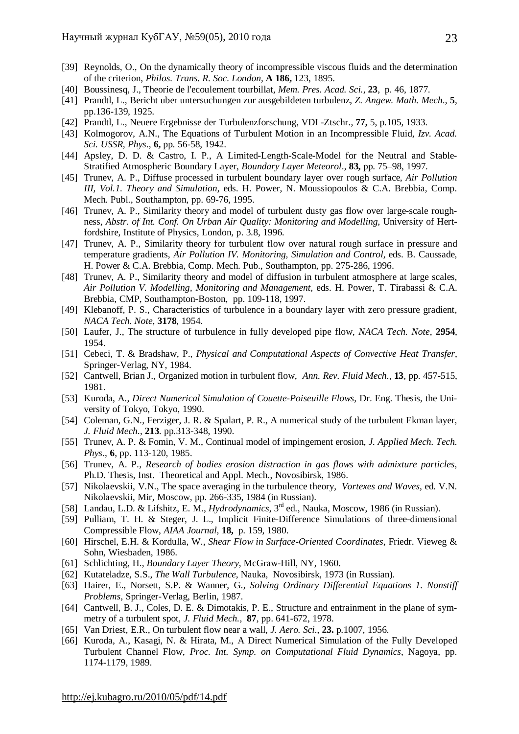[39] Reynolds, O., On the dynamically theory of incompressible viscous fluids and the determination of the criterion, *Philos. Trans. R. Soc. London*, **A 186,** 123, 1895.

[40] Boussinesq, J., Theorie de l'ecoulement tourbillat, *Mem. Pres. Acad. Sci.*, **23**, p. 46, 1877.

[41] Prandtl, L., Bericht uber untersuchungen zur ausgebildeten turbulenz, *Z. Angew. Math. Mech*., **5**, pp.136-139, 1925.

[42] Prandtl, L., Neuere Ergebnisse der Turbulenzforschung, VDI -Ztschr., **77,** 5, p.105, 1933.

[43] Kolmogorov, A.N., The Equations of Turbulent Motion in an Incompressible Fluid, *Izv. Acad. Sci. USSR, Phys*., **6,** pp. 56-58, 1942.

[44] Apsley, D. D. & Castro, I. P., A Limited-Length-Scale-Model for the Neutral and Stable-Stratified Atmospheric Boundary Layer, *Boundary Layer Meteorol*., **83,** pp. 75–98, 1997.

[45] Trunev, A. P., Diffuse processed in turbulent boundary layer over rough surface, *Air Pollution III, Vol.1. Theory and Simulation*, eds. H. Power, N. Moussiopoulos & C.A. Brebbia, Comp. Mech. Publ., Southampton, pp. 69-76, 1995.

[46] Trunev, A. P., Similarity theory and model of turbulent dusty gas flow over large-scale roughness, *Abstr. of Int. Conf. On Urban Air Quality: Monitoring and Modelling*, University of Hertfordshire, Institute of Physics, London, p. 3.8, 1996.

[47] Trunev, A. P., Similarity theory for turbulent flow over natural rough surface in pressure and temperature gradients, *Air Pollution IV. Monitoring, Simulation and Control*, eds. B. Caussade, H. Power & C.A. Brebbia, Comp. Mech. Pub., Southampton, pp. 275-286, 1996.

[48] Trunev, A. P., Similarity theory and model of diffusion in turbulent atmosphere at large scales, *Air Pollution V. Modelling, Monitoring and Management*, eds. H. Power, T. Tirabassi & C.A. Brebbia, CMP, Southampton-Boston, pp. 109-118, 1997.

[49] Klebanoff, P. S., Characteristics of turbulence in a boundary layer with zero pressure gradient, *NACA Tech. Note*, **3178**, 1954.

[50] Laufer, J., The structure of turbulence in fully developed pipe flow, *NACA Tech. Note*, **2954**, 1954.

[51] Cebeci, T. & Bradshaw, P., *Physical and Computational Aspects of Convective Heat Transfer*, Springer-Verlag, NY, 1984.

[52] Cantwell, Brian J., Organized motion in turbulent flow, *Ann. Rev. Fluid Mech*., **13**, pp. 457-515, 1981.

[53] Kuroda, A., *Direct Numerical Simulation of Couette-Poiseuille Flows*, Dr. Eng. Thesis, the University of Tokyo, Tokyo, 1990.

[54] Coleman, G.N., Ferziger, J. R. & Spalart, P. R., A numerical study of the turbulent Ekman layer, *J. Fluid Mech*., **213**. pp.313-348, 1990.

[55] Trunev, A. P. & Fomin, V. M., Continual model of impingement erosion, *J. Applied Mech. Tech. Phys*., **6**, pp. 113-120, 1985.

[56] Trunev, A. P., *Research of bodies erosion distraction in gas flows with admixture particles*, Ph.D. Thesis, Inst. Theoretical and Appl. Mech., Novosibirsk, 1986.

[57] Nikolaevskii, V.N., The space averaging in the turbulence theory, *Vortexes and Waves*, ed. V.N. Nikolaevskii, Mir, Moscow, pp. 266-335, 1984 (in Russian).

[58] Landau, L.D. & Lifshitz, E. M., *Hydrodynamics*, 3rd ed., Nauka, Moscow, 1986 (in Russian).

[59] Pulliam, T. H. & Steger, J. L., Implicit Finite-Difference Simulations of three-dimensional Compressible Flow, *AIAA Journal*, **18,** p. 159, 1980.

[60] Hirschel, E.H. & Kordulla, W., *Shear Flow in Surface-Oriented Coordinates*, Friedr. Vieweg & Sohn, Wiesbaden, 1986.

[61] Schlichting, H., *Boundary Layer Theory*, McGraw-Hill, NY, 1960.

[62] Kutateladze, S.S., *The Wall Turbulence*, Nauka, Novosibirsk, 1973 (in Russian).

[63] Hairer, E., Norsett, S.P. & Wanner, G., *Solving Ordinary Differential Equations 1. Nonstiff Problems*, Springer-Verlag, Berlin, 1987.

[64] Cantwell, B. J., Coles, D. E. & Dimotakis, P. E., Structure and entrainment in the plane of symmetry of a turbulent spot, *J. Fluid Mech.*, **87**, pp. 641-672, 1978.

[65] Van Driest, E.R., On turbulent flow near a wall, *J. Aero. Sci*., **23.** p.1007, 1956.

[66] Kuroda, A., Kasagi, N. & Hirata, M., A Direct Numerical Simulation of the Fully Developed Turbulent Channel Flow, *Proc. Int. Symp. on Computational Fluid Dynamics*, Nagoya, pp. 1174-1179, 1989.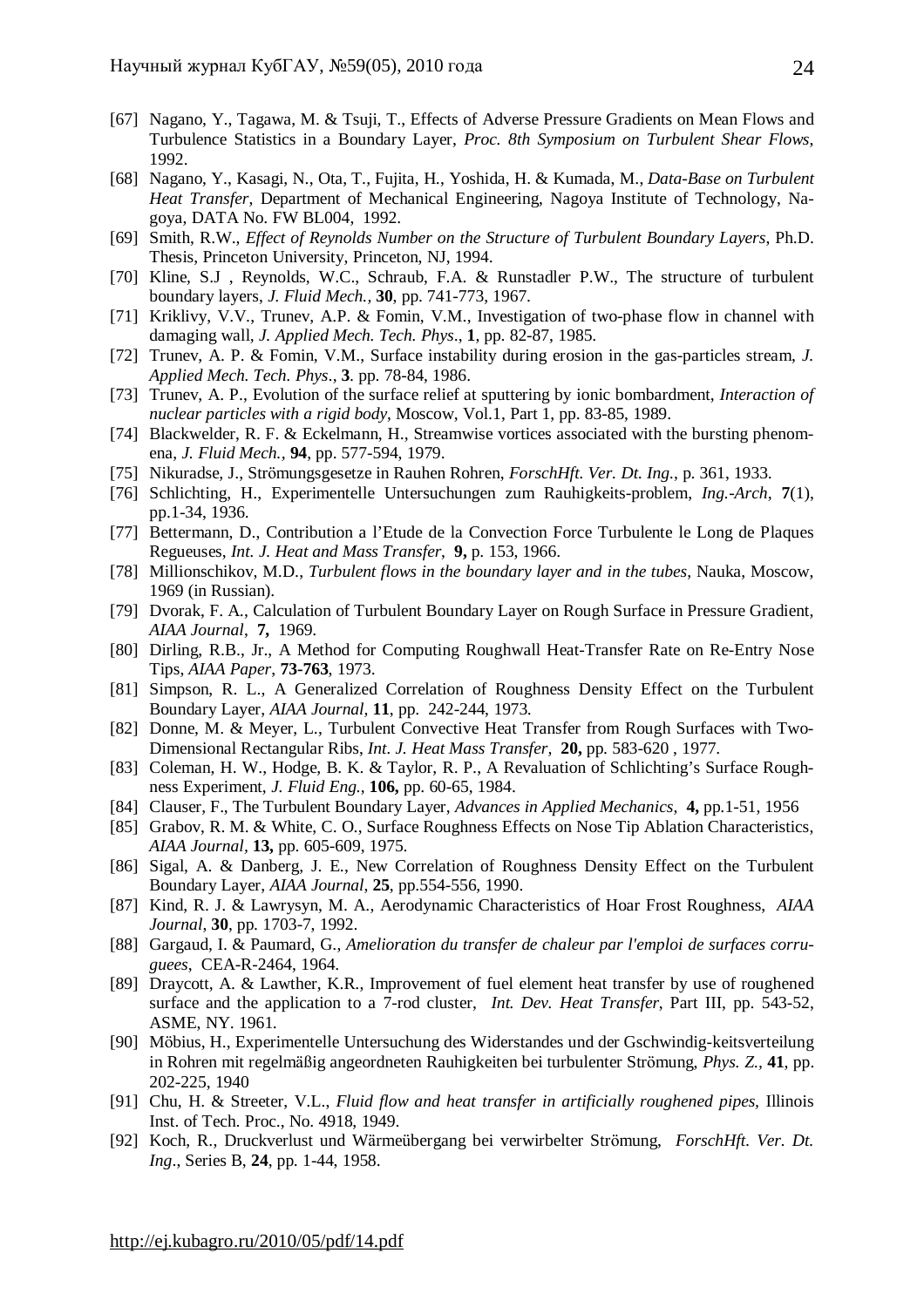[67] Nagano, Y., Tagawa, M. & Tsuji, T., Effects of Adverse Pressure Gradients on Mean Flows and Turbulence Statistics in a Boundary Layer, *Proc. 8th Symposium on Turbulent Shear Flows*, 1992.

[68] Nagano, Y., Kasagi, N., Ota, T., Fujita, H., Yoshida, H. & Kumada, M., *Data-Base on Turbulent Heat Transfer*, Department of Mechanical Engineering, Nagoya Institute of Technology, Nagoya, DATA No. FW BL004, 1992.

[69] Smith, R.W., *Effect of Reynolds Number on the Structure of Turbulent Boundary Layers*, Ph.D. Thesis, Princeton University, Princeton, NJ, 1994.

[70] Kline, S.J , Reynolds, W.C., Schraub, F.A. & Runstadler P.W., The structure of turbulent boundary layers, *J. Fluid Mech.*, **30**, pp. 741-773, 1967.

[71] Kriklivy, V.V., Trunev, A.P. & Fomin, V.M., Investigation of two-phase flow in channel with damaging wall, *J. Applied Mech. Tech. Phys*., **1**, pp. 82-87, 1985.

[72] Trunev, A. P. & Fomin, V.M., Surface instability during erosion in the gas-particles stream, *J. Applied Mech. Tech. Phys*., **3**. pp. 78-84, 1986.

[73] Trunev, A. P., Evolution of the surface relief at sputtering by ionic bombardment, *Interaction of nuclear particles with a rigid body*, Moscow, Vol.1, Part 1, pp. 83-85, 1989.

[74] Blackwelder, R. F. & Eckelmann, H., Streamwise vortices associated with the bursting phenomena, *J. Fluid Mech.*, **94**, pp. 577-594, 1979.

[75] Nikuradse, J., Strömungsgesetze in Rauhen Rohren, *ForschHft. Ver. Dt. Ing.*, p. 361, 1933.

[76] Schlichting, H., Experimentelle Untersuchungen zum Rauhigkeits-problem, *Ing.-Arch*, **7**(1), pp.1-34, 1936.

[77] Bettermann, D., Contribution a l'Etude de la Convection Force Turbulente le Long de Plaques Regueuses, *Int. J. Heat and Mass Transfer*, **9,** p. 153, 1966.

[78] Millionschikov, M.D., *Turbulent flows in the boundary layer and in the tubes*, Nauka, Moscow, 1969 (in Russian).

[79] Dvorak, F. A., Calculation of Turbulent Boundary Layer on Rough Surface in Pressure Gradient, *AIAA Journal*, **7,** 1969.

[80] Dirling, R.B., Jr., A Method for Computing Roughwall Heat-Transfer Rate on Re-Entry Nose Tips, *AIAA Paper*, **73-763**, 1973.

[81] Simpson, R. L., A Generalized Correlation of Roughness Density Effect on the Turbulent Boundary Layer, *AIAA Journal*, **11**, pp. 242-244, 1973.

[82] Donne, M. & Meyer, L., Turbulent Convective Heat Transfer from Rough Surfaces with Two-Dimensional Rectangular Ribs, *Int. J. Heat Mass Transfer*, **20,** pp. 583-620 , 1977.

[83] Coleman, H. W., Hodge, B. K. & Taylor, R. P., A Revaluation of Schlichting's Surface Roughness Experiment, *J. Fluid Eng.*, **106,** pp. 60-65, 1984.

[84] Clauser, F., The Turbulent Boundary Layer, *Advances in Applied Mechanics*, **4,** pp.1-51, 1956

[85] Grabov, R. M. & White, C. O., Surface Roughness Effects on Nose Tip Ablation Characteristics, *AIAA Journal*, **13,** pp. 605-609, 1975.

[86] Sigal, A. & Danberg, J. E., New Correlation of Roughness Density Effect on the Turbulent Boundary Layer, *AIAA Journal*, **25**, pp.554-556, 1990.

[87] Kind, R. J. & Lawrysyn, M. A., Aerodynamic Characteristics of Hoar Frost Roughness, *AIAA Journal*, **30**, pp. 1703-7, 1992.

[88] Gargaud, I. & Paumard, G., *Amelioration du transfer de chaleur par l'emploi de surfaces corruguees*, CEA-R-2464, 1964.

[89] Draycott, A. & Lawther, K.R., Improvement of fuel element heat transfer by use of roughened surface and the application to a 7-rod cluster, *Int. Dev. Heat Transfer*, Part III, pp. 543-52, ASME, NY. 1961.

[90] Möbius, H., Experimentelle Untersuchung des Widerstandes und der Gschwindig-keitsverteilung in Rohren mit regelmäßig angeordneten Rauhigkeiten bei turbulenter Strömung, *Phys. Z.*, **41**, pp. 202-225, 1940

[91] Chu, H. & Streeter, V.L., *Fluid flow and heat transfer in artificially roughened pipes*, Illinois Inst. of Tech. Proc., No. 4918, 1949.

[92] Koch, R., Druckverlust und Wärmeübergang bei verwirbelter Strömung, *ForschHft. Ver. Dt. Ing*., Series B, **24**, pp. 1-44, 1958.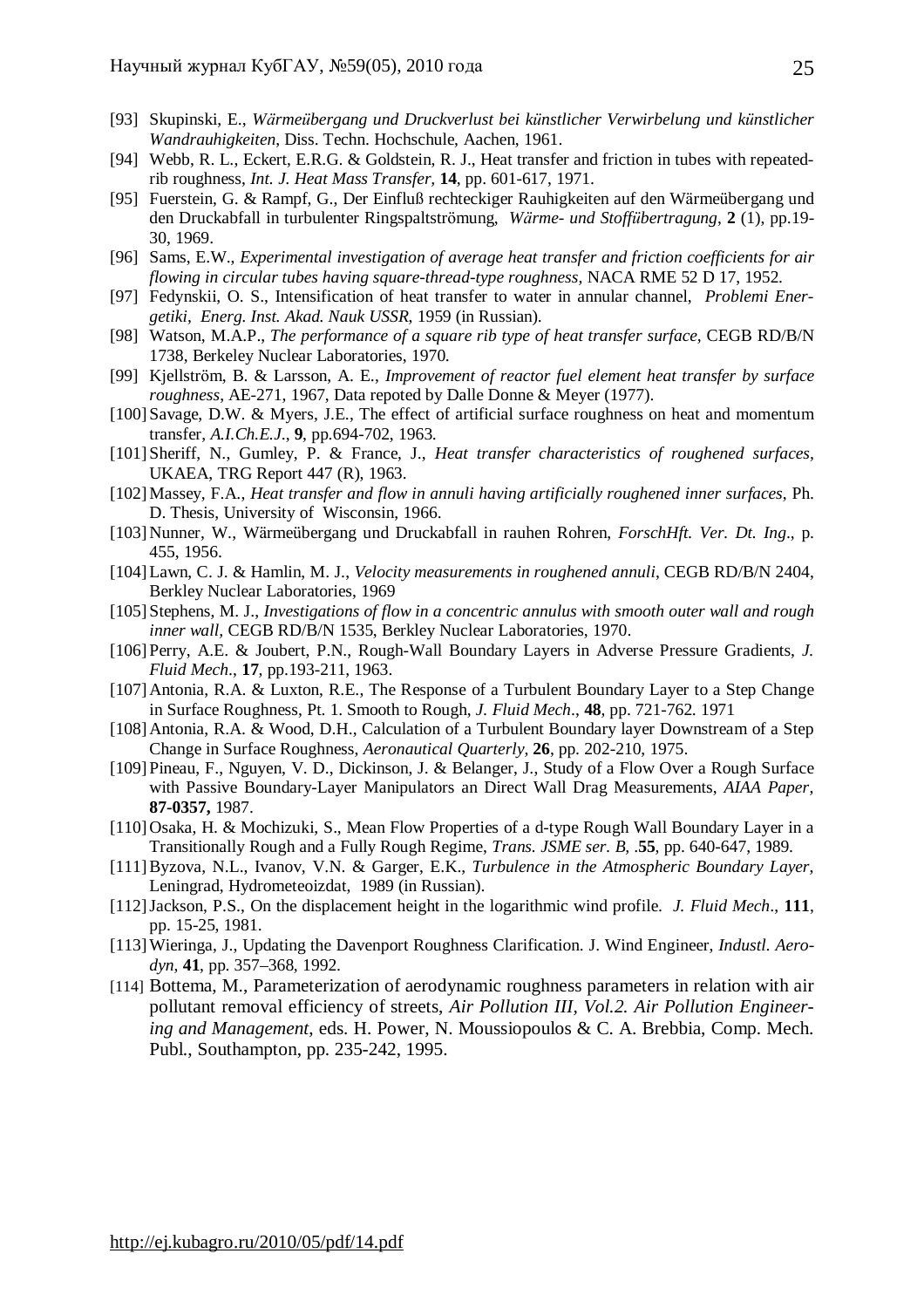[93] Skupinski, E., *Wärmeübergang und Druckverlust bei künstlicher Verwirbelung und künstlicher Wandrauhigkeiten*, Diss. Techn. Hochschule, Aachen, 1961.

[94] Webb, R. L., Eckert, E.R.G. & Goldstein, R. J., Heat transfer and friction in tubes with repeated-rib roughness, *Int. J. Heat Mass Transfer*, **14**, pp. 601-617, 1971.

[95] Fuerstein, G. & Rampf, G., Der Einfluß rechteckiger Rauhigkeiten auf den Wärmeübergang und den Druckabfall in turbulenter Ringspaltströmung, *Wärme- und Stoffübertragung*, **2** (1), pp.19-30, 1969.

[96] Sams, E.W., *Experimental investigation of average heat transfer and friction coefficients for air flowing in circular tubes having square-thread-type roughness*, NACA RME 52 D 17, 1952.

[97] Fedynskii, O. S., Intensification of heat transfer to water in annular channel, *Problemi Energetiki, Energ. Inst. Akad. Nauk USSR*, 1959 (in Russian).

[98] Watson, M.A.P., *The performance of a square rib type of heat transfer surface*, CEGB RD/B/N 1738, Berkeley Nuclear Laboratories, 1970.

[99] Kjellström, B. & Larsson, A. E., *Improvement of reactor fuel element heat transfer by surface roughness*, AE-271, 1967, Data repoted by Dalle Donne & Meyer (1977).

[100] Savage, D.W. & Myers, J.E., The effect of artificial surface roughness on heat and momentum transfer, *A.I.Ch.E.J.*, **9**, pp.694-702, 1963.

[101] Sheriff, N., Gumley, P. & France, J., *Heat transfer characteristics of roughened surfaces*, UKAEA, TRG Report 447 (R), 1963.

[102] Massey, F.A., *Heat transfer and flow in annuli having artificially roughened inner surfaces*, Ph. D. Thesis, University of Wisconsin, 1966.

[103] Nunner, W., Wärmeübergang und Druckabfall in rauhen Rohren, *ForschHft. Ver. Dt. Ing*., p. 455, 1956.

[104] Lawn, C. J. & Hamlin, M. J., *Velocity measurements in roughened annuli*, CEGB RD/B/N 2404, Berkley Nuclear Laboratories, 1969

[105] Stephens, M. J., *Investigations of flow in a concentric annulus with smooth outer wall and rough inner wall*, CEGB RD/B/N 1535, Berkley Nuclear Laboratories, 1970.

[106] Perry, A.E. & Joubert, P.N., Rough-Wall Boundary Layers in Adverse Pressure Gradients, *J. Fluid Mech*., **17**, pp.193-211, 1963.

[107] Antonia, R.A. & Luxton, R.E., The Response of a Turbulent Boundary Layer to a Step Change in Surface Roughness, Pt. 1. Smooth to Rough, *J. Fluid Mech*., **48**, pp. 721-762. 1971

[108] Antonia, R.A. & Wood, D.H., Calculation of a Turbulent Boundary layer Downstream of a Step Change in Surface Roughness, *Aeronautical Quarterly*, **26**, pp. 202-210, 1975.

[109] Pineau, F., Nguyen, V. D., Dickinson, J. & Belanger, J., Study of a Flow Over a Rough Surface with Passive Boundary-Layer Manipulators an Direct Wall Drag Measurements, *AIAA Paper*, **87-0357,** 1987.

[110] Osaka, H. & Mochizuki, S., Mean Flow Properties of a d-type Rough Wall Boundary Layer in a Transitionally Rough and a Fully Rough Regime, *Trans. JSME ser. B*, .**55**, pp. 640-647, 1989.

[111] Byzova, N.L., Ivanov, V.N. & Garger, E.K., *Turbulence in the Atmospheric Boundary Layer*, Leningrad, Hydrometeoizdat, 1989 (in Russian).

[112] Jackson, P.S., On the displacement height in the logarithmic wind profile. *J. Fluid Mech*., **111**, pp. 15-25, 1981.

[113] Wieringa, J., Updating the Davenport Roughness Clarification. J. Wind Engineer, *Industl. Aerodyn*, **41**, pp. 357–368, 1992.

[114] Bottema, M., Parameterization of aerodynamic roughness parameters in relation with air pollutant removal efficiency of streets, *Air Pollution III, Vol.2. Air Pollution Engineering and Management*, eds. H. Power, N. Moussiopoulos & C. A. Brebbia, Comp. Mech. Publ., Southampton, pp. 235-242, 1995.